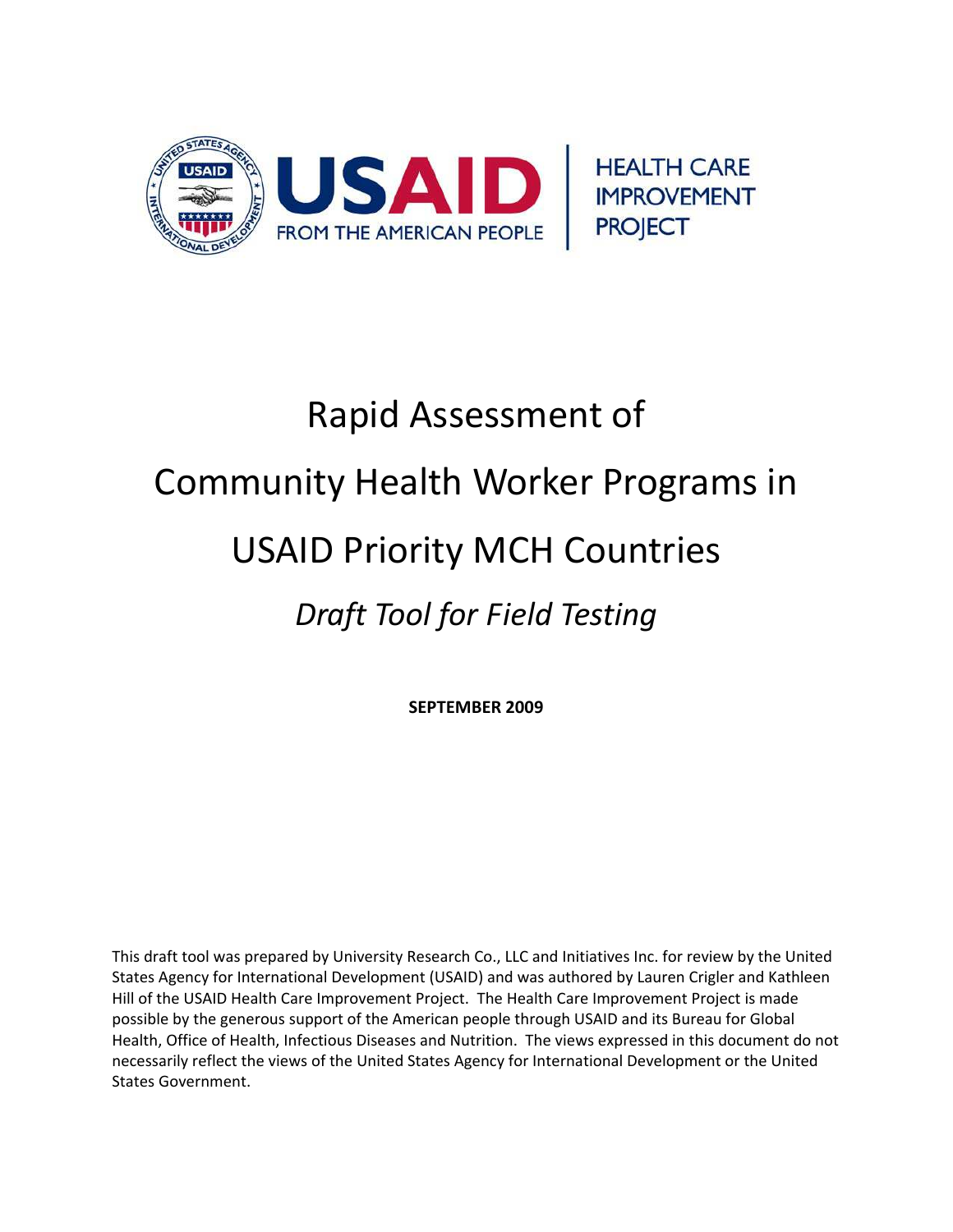USAID FROM THE AMERICAN PEOPLE | HEALTH CARE IMPROVEMENT PROJECT

# Rapid Assessment of Community Health Worker Programs in USAID Priority MCH Countries

## *Draft Tool for Field Testing*

**SEPTEMBER 2009**

This draft tool was prepared by University Research Co., LLC and Initiatives Inc. for review by the United States Agency for International Development (USAID) and was authored by Lauren Crigler and Kathleen Hill of the USAID Health Care Improvement Project. The Health Care Improvement Project is made possible by the generous support of the American people through USAID and its Bureau for Global Health, Office of Health, Infectious Diseases and Nutrition. The views expressed in this document do not necessarily reflect the views of the United States Agency for International Development or the United States Government.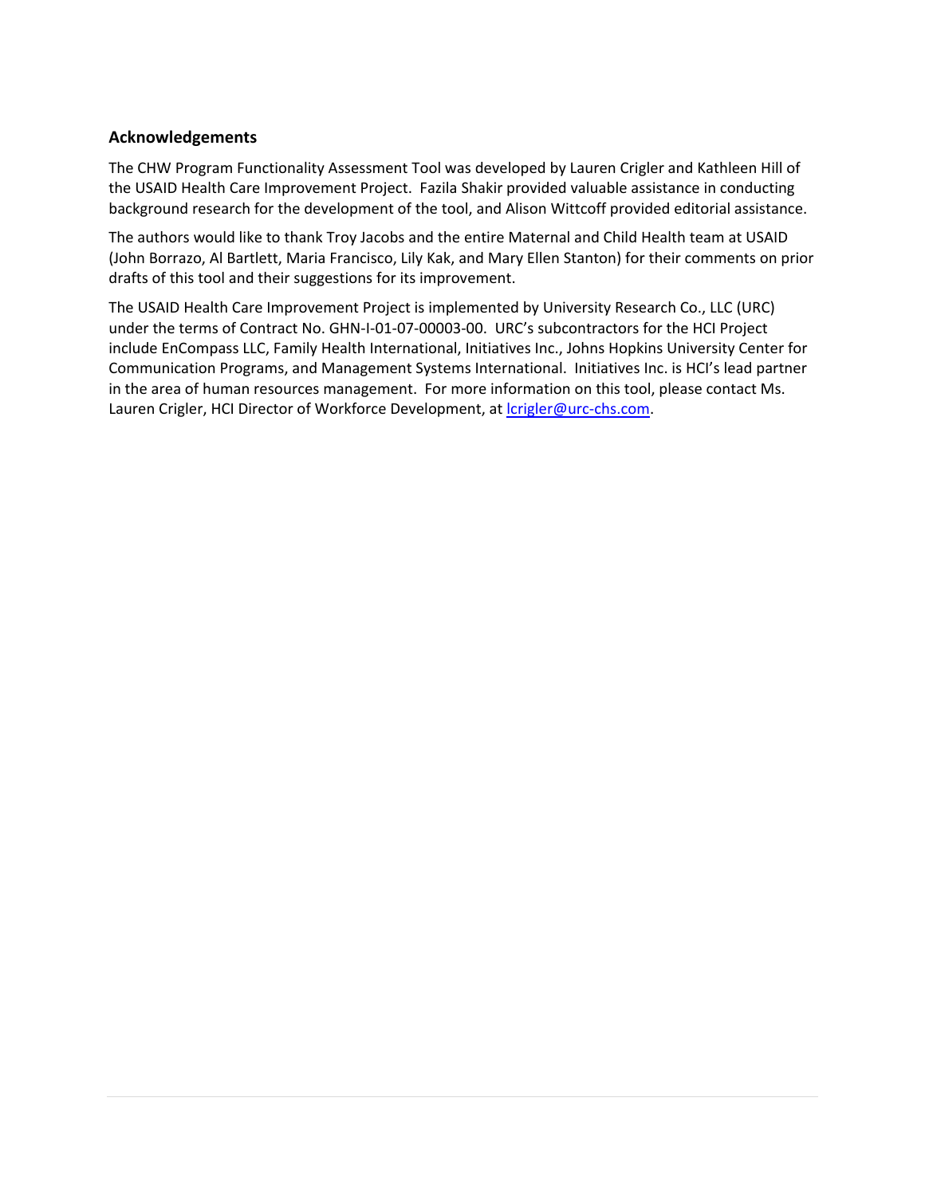## Acknowledgements

The CHW Program Functionality Assessment Tool was developed by Lauren Crigler and Kathleen Hill of the USAID Health Care Improvement Project. Fazila Shakir provided valuable assistance in conducting background research for the development of the tool, and Alison Wittcoff provided editorial assistance.

The authors would like to thank Troy Jacobs and the entire Maternal and Child Health team at USAID (John Borrazo, Al Bartlett, Maria Francisco, Lily Kak, and Mary Ellen Stanton) for their comments on prior drafts of this tool and their suggestions for its improvement.

The USAID Health Care Improvement Project is implemented by University Research Co., LLC (URC) under the terms of Contract No. GHN-I-01-07-00003-00. URC's subcontractors for the HCI Project include EnCompass LLC, Family Health International, Initiatives Inc., Johns Hopkins University Center for Communication Programs, and Management Systems International. Initiatives Inc. is HCI's lead partner in the area of human resources management. For more information on this tool, please contact Ms. Lauren Crigler, HCI Director of Workforce Development, at lcrigler@urc-chs.com.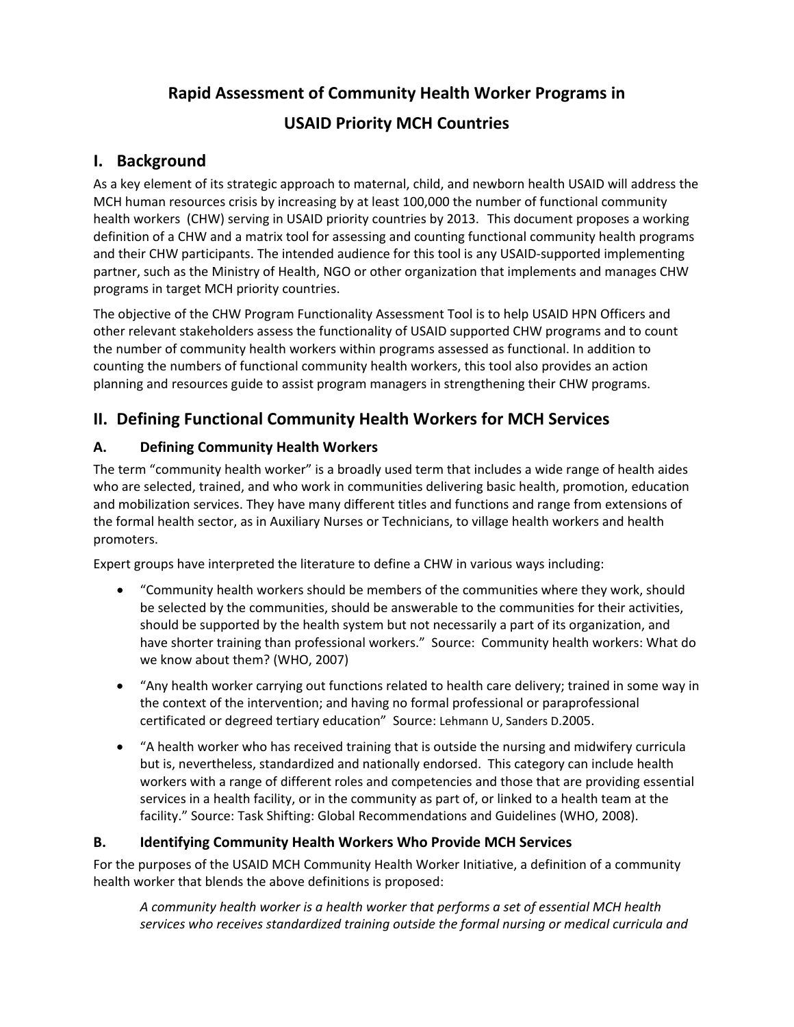# Rapid Assessment of Community Health Worker Programs in USAID Priority MCH Countries

## I. Background

As a key element of its strategic approach to maternal, child, and newborn health USAID will address the MCH human resources crisis by increasing by at least 100,000 the number of functional community health workers (CHW) serving in USAID priority countries by 2013. This document proposes a working definition of a CHW and a matrix tool for assessing and counting functional community health programs and their CHW participants. The intended audience for this tool is any USAID-supported implementing partner, such as the Ministry of Health, NGO or other organization that implements and manages CHW programs in target MCH priority countries.

The objective of the CHW Program Functionality Assessment Tool is to help USAID HPN Officers and other relevant stakeholders assess the functionality of USAID supported CHW programs and to count the number of community health workers within programs assessed as functional. In addition to counting the numbers of functional community health workers, this tool also provides an action planning and resources guide to assist program managers in strengthening their CHW programs.

## II. Defining Functional Community Health Workers for MCH Services

### A. Defining Community Health Workers

The term "community health worker" is a broadly used term that includes a wide range of health aides who are selected, trained, and who work in communities delivering basic health, promotion, education and mobilization services. They have many different titles and functions and range from extensions of the formal health sector, as in Auxiliary Nurses or Technicians, to village health workers and health promoters.

Expert groups have interpreted the literature to define a CHW in various ways including:

- "Community health workers should be members of the communities where they work, should be selected by the communities, should be answerable to the communities for their activities, should be supported by the health system but not necessarily a part of its organization, and have shorter training than professional workers." Source: Community health workers: What do we know about them? (WHO, 2007)
- "Any health worker carrying out functions related to health care delivery; trained in some way in the context of the intervention; and having no formal professional or paraprofessional certificated or degreed tertiary education" Source: Lehmann U, Sanders D.2005.
- "A health worker who has received training that is outside the nursing and midwifery curricula but is, nevertheless, standardized and nationally endorsed. This category can include health workers with a range of different roles and competencies and those that are providing essential services in a health facility, or in the community as part of, or linked to a health team at the facility." Source: Task Shifting: Global Recommendations and Guidelines (WHO, 2008).

### B. Identifying Community Health Workers Who Provide MCH Services

For the purposes of the USAID MCH Community Health Worker Initiative, a definition of a community health worker that blends the above definitions is proposed:

> *A community health worker is a health worker that performs a set of essential MCH health services who receives standardized training outside the formal nursing or medical curricula and*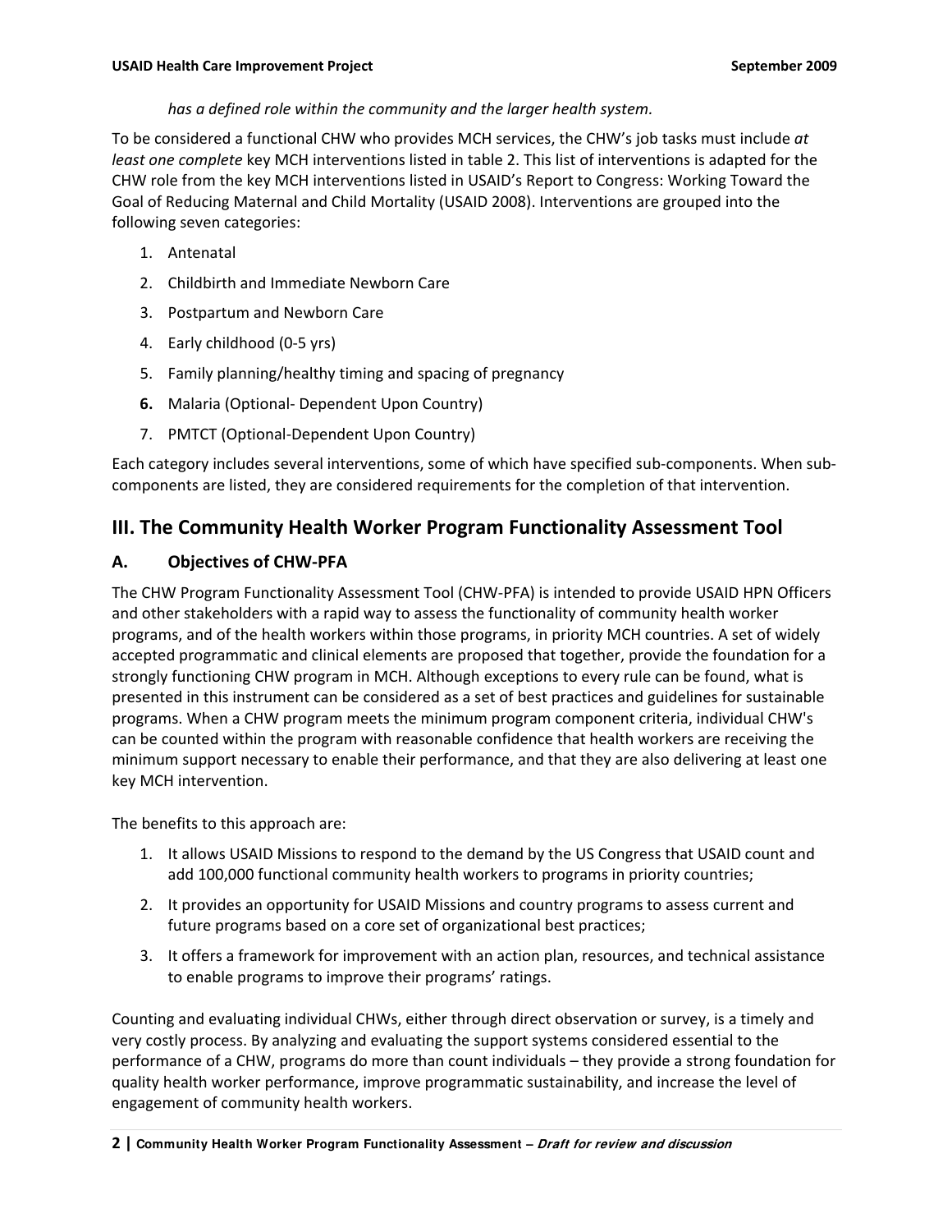*has a defined role within the community and the larger health system.*

To be considered a functional CHW who provides MCH services, the CHW's job tasks must include *at least one complete* key MCH interventions listed in table 2. This list of interventions is adapted for the CHW role from the key MCH interventions listed in USAID's Report to Congress: Working Toward the Goal of Reducing Maternal and Child Mortality (USAID 2008). Interventions are grouped into the following seven categories:

1. Antenatal
2. Childbirth and Immediate Newborn Care
3. Postpartum and Newborn Care
4. Early childhood (0-5 yrs)
5. Family planning/healthy timing and spacing of pregnancy
6. Malaria (Optional- Dependent Upon Country)
7. PMTCT (Optional-Dependent Upon Country)

Each category includes several interventions, some of which have specified sub-components. When sub-components are listed, they are considered requirements for the completion of that intervention.

## III. The Community Health Worker Program Functionality Assessment Tool

### A. Objectives of CHW-PFA

The CHW Program Functionality Assessment Tool (CHW-PFA) is intended to provide USAID HPN Officers and other stakeholders with a rapid way to assess the functionality of community health worker programs, and of the health workers within those programs, in priority MCH countries. A set of widely accepted programmatic and clinical elements are proposed that together, provide the foundation for a strongly functioning CHW program in MCH. Although exceptions to every rule can be found, what is presented in this instrument can be considered as a set of best practices and guidelines for sustainable programs. When a CHW program meets the minimum program component criteria, individual CHW's can be counted within the program with reasonable confidence that health workers are receiving the minimum support necessary to enable their performance, and that they are also delivering at least one key MCH intervention.

The benefits to this approach are:

1. It allows USAID Missions to respond to the demand by the US Congress that USAID count and add 100,000 functional community health workers to programs in priority countries;
2. It provides an opportunity for USAID Missions and country programs to assess current and future programs based on a core set of organizational best practices;
3. It offers a framework for improvement with an action plan, resources, and technical assistance to enable programs to improve their programs' ratings.

Counting and evaluating individual CHWs, either through direct observation or survey, is a timely and very costly process. By analyzing and evaluating the support systems considered essential to the performance of a CHW, programs do more than count individuals – they provide a strong foundation for quality health worker performance, improve programmatic sustainability, and increase the level of engagement of community health workers.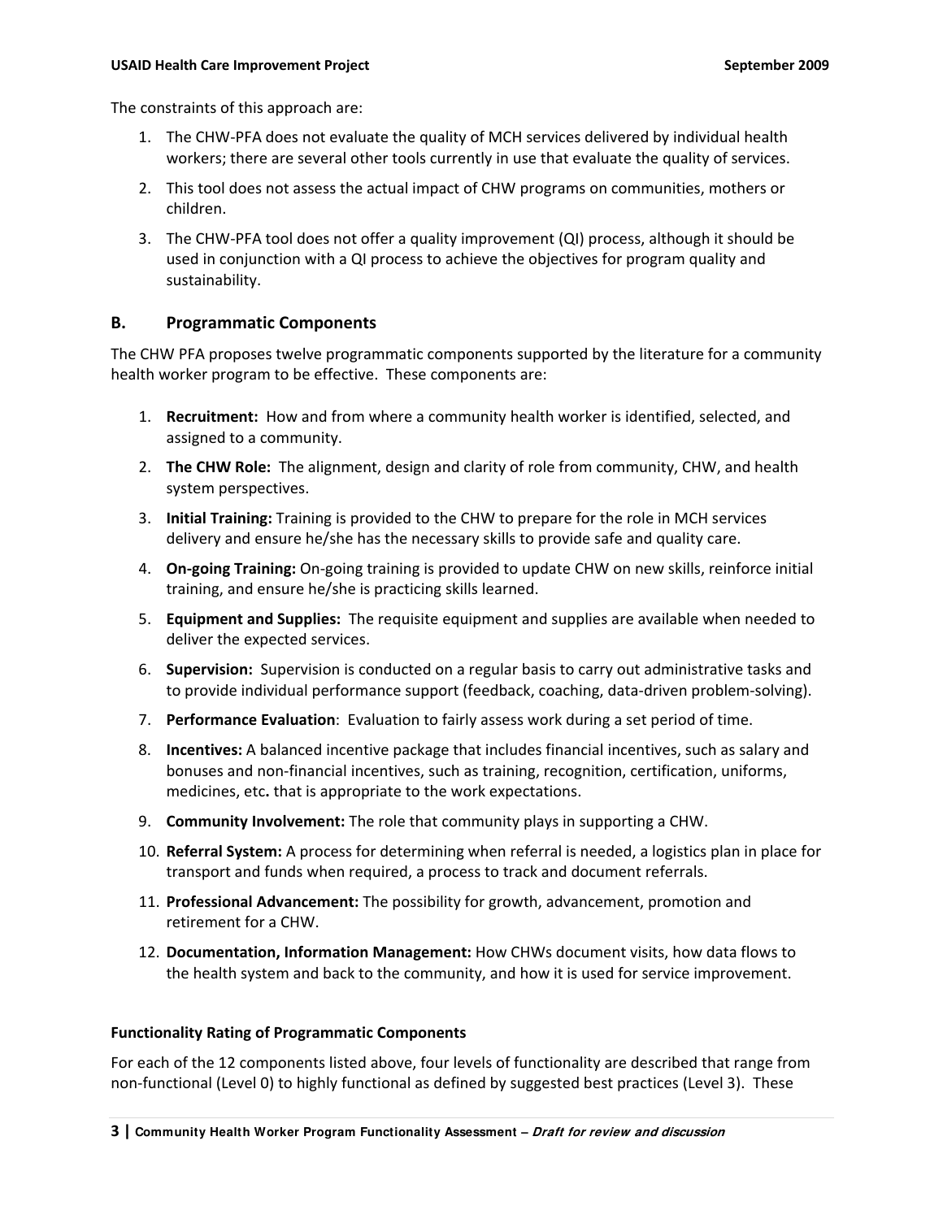The constraints of this approach are:

1. The CHW-PFA does not evaluate the quality of MCH services delivered by individual health workers; there are several other tools currently in use that evaluate the quality of services.
2. This tool does not assess the actual impact of CHW programs on communities, mothers or children.
3. The CHW-PFA tool does not offer a quality improvement (QI) process, although it should be used in conjunction with a QI process to achieve the objectives for program quality and sustainability.

## B. Programmatic Components

The CHW PFA proposes twelve programmatic components supported by the literature for a community health worker program to be effective. These components are:

1. **Recruitment:** How and from where a community health worker is identified, selected, and assigned to a community.
2. **The CHW Role:** The alignment, design and clarity of role from community, CHW, and health system perspectives.
3. **Initial Training:** Training is provided to the CHW to prepare for the role in MCH services delivery and ensure he/she has the necessary skills to provide safe and quality care.
4. **On-going Training:** On-going training is provided to update CHW on new skills, reinforce initial training, and ensure he/she is practicing skills learned.
5. **Equipment and Supplies:** The requisite equipment and supplies are available when needed to deliver the expected services.
6. **Supervision:** Supervision is conducted on a regular basis to carry out administrative tasks and to provide individual performance support (feedback, coaching, data-driven problem-solving).
7. **Performance Evaluation**: Evaluation to fairly assess work during a set period of time.
8. **Incentives:** A balanced incentive package that includes financial incentives, such as salary and bonuses and non-financial incentives, such as training, recognition, certification, uniforms, medicines, etc**.** that is appropriate to the work expectations.
9. **Community Involvement:** The role that community plays in supporting a CHW.
10. **Referral System:** A process for determining when referral is needed, a logistics plan in place for transport and funds when required, a process to track and document referrals.
11. **Professional Advancement:** The possibility for growth, advancement, promotion and retirement for a CHW.
12. **Documentation, Information Management:** How CHWs document visits, how data flows to the health system and back to the community, and how it is used for service improvement.

**Functionality Rating of Programmatic Components**

For each of the 12 components listed above, four levels of functionality are described that range from non-functional (Level 0) to highly functional as defined by suggested best practices (Level 3). These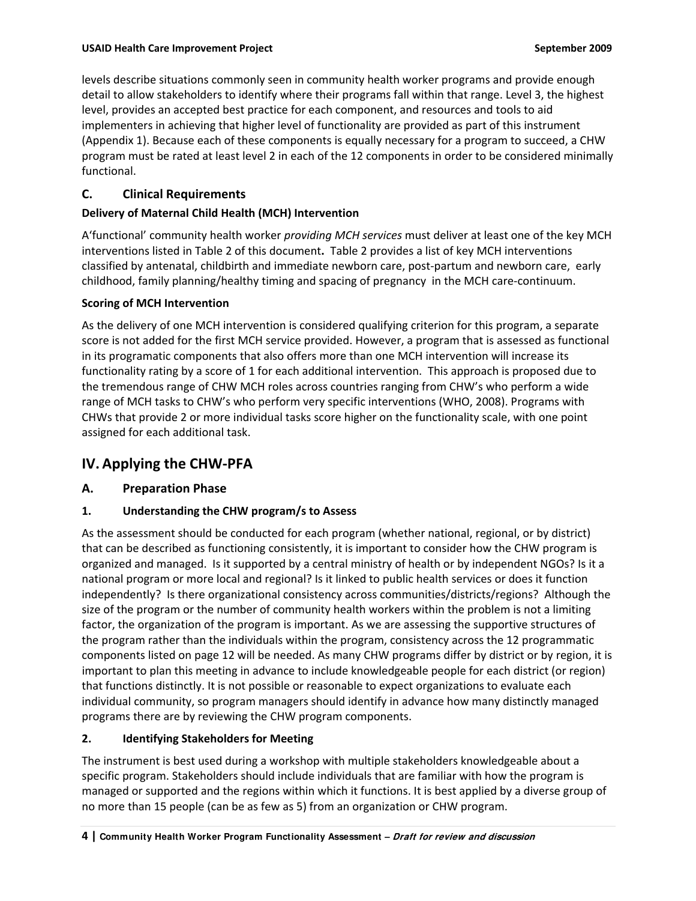levels describe situations commonly seen in community health worker programs and provide enough detail to allow stakeholders to identify where their programs fall within that range. Level 3, the highest level, provides an accepted best practice for each component, and resources and tools to aid implementers in achieving that higher level of functionality are provided as part of this instrument (Appendix 1). Because each of these components is equally necessary for a program to succeed, a CHW program must be rated at least level 2 in each of the 12 components in order to be considered minimally functional.

### C. Clinical Requirements

**Delivery of Maternal Child Health (MCH) Intervention**

A'functional' community health worker *providing MCH services* must deliver at least one of the key MCH interventions listed in Table 2 of this document**.** Table 2 provides a list of key MCH interventions classified by antenatal, childbirth and immediate newborn care, post-partum and newborn care, early childhood, family planning/healthy timing and spacing of pregnancy in the MCH care-continuum.

**Scoring of MCH Intervention**

As the delivery of one MCH intervention is considered qualifying criterion for this program, a separate score is not added for the first MCH service provided. However, a program that is assessed as functional in its programatic components that also offers more than one MCH intervention will increase its functionality rating by a score of 1 for each additional intervention. This approach is proposed due to the tremendous range of CHW MCH roles across countries ranging from CHW's who perform a wide range of MCH tasks to CHW's who perform very specific interventions (WHO, 2008). Programs with CHWs that provide 2 or more individual tasks score higher on the functionality scale, with one point assigned for each additional task.

## IV. Applying the CHW-PFA

### A. Preparation Phase

### 1. Understanding the CHW program/s to Assess

As the assessment should be conducted for each program (whether national, regional, or by district) that can be described as functioning consistently, it is important to consider how the CHW program is organized and managed. Is it supported by a central ministry of health or by independent NGOs? Is it a national program or more local and regional? Is it linked to public health services or does it function independently? Is there organizational consistency across communities/districts/regions? Although the size of the program or the number of community health workers within the problem is not a limiting factor, the organization of the program is important. As we are assessing the supportive structures of the program rather than the individuals within the program, consistency across the 12 programmatic components listed on page 12 will be needed. As many CHW programs differ by district or by region, it is important to plan this meeting in advance to include knowledgeable people for each district (or region) that functions distinctly. It is not possible or reasonable to expect organizations to evaluate each individual community, so program managers should identify in advance how many distinctly managed programs there are by reviewing the CHW program components.

### 2. Identifying Stakeholders for Meeting

The instrument is best used during a workshop with multiple stakeholders knowledgeable about a specific program. Stakeholders should include individuals that are familiar with how the program is managed or supported and the regions within which it functions. It is best applied by a diverse group of no more than 15 people (can be as few as 5) from an organization or CHW program.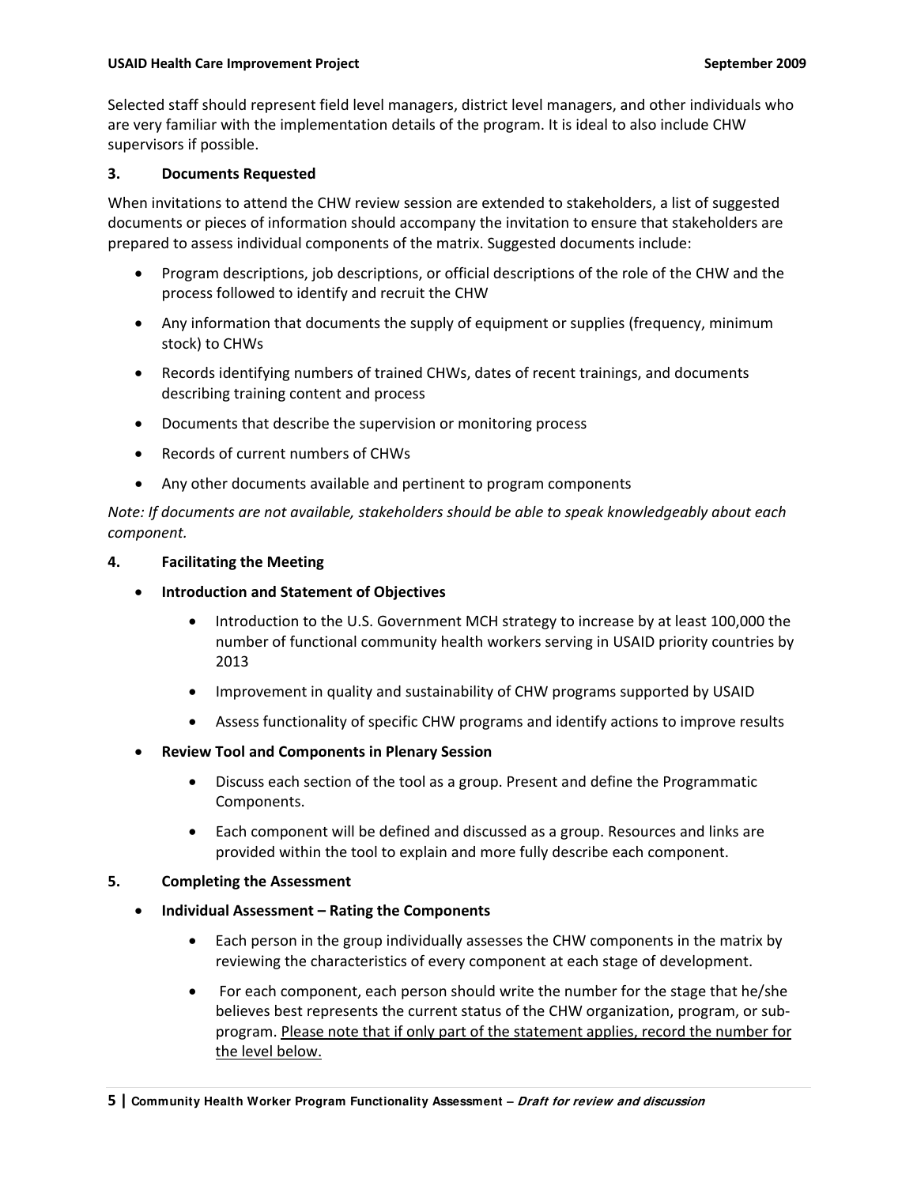Selected staff should represent field level managers, district level managers, and other individuals who are very familiar with the implementation details of the program. It is ideal to also include CHW supervisors if possible.

### 3. Documents Requested

When invitations to attend the CHW review session are extended to stakeholders, a list of suggested documents or pieces of information should accompany the invitation to ensure that stakeholders are prepared to assess individual components of the matrix. Suggested documents include:

- Program descriptions, job descriptions, or official descriptions of the role of the CHW and the process followed to identify and recruit the CHW
- Any information that documents the supply of equipment or supplies (frequency, minimum stock) to CHWs
- Records identifying numbers of trained CHWs, dates of recent trainings, and documents describing training content and process
- Documents that describe the supervision or monitoring process
- Records of current numbers of CHWs
- Any other documents available and pertinent to program components

*Note: If documents are not available, stakeholders should be able to speak knowledgeably about each component.*

### 4. Facilitating the Meeting

- **Introduction and Statement of Objectives**
    - Introduction to the U.S. Government MCH strategy to increase by at least 100,000 the number of functional community health workers serving in USAID priority countries by 2013
    - Improvement in quality and sustainability of CHW programs supported by USAID
    - Assess functionality of specific CHW programs and identify actions to improve results
- **Review Tool and Components in Plenary Session**
    - Discuss each section of the tool as a group. Present and define the Programmatic Components.
    - Each component will be defined and discussed as a group. Resources and links are provided within the tool to explain and more fully describe each component.

### 5. Completing the Assessment

- **Individual Assessment – Rating the Components**
    - Each person in the group individually assesses the CHW components in the matrix by reviewing the characteristics of every component at each stage of development.
    - For each component, each person should write the number for the stage that he/she believes best represents the current status of the CHW organization, program, or sub-program. <u>Please note that if only part of the statement applies, record the number for the level below.</u>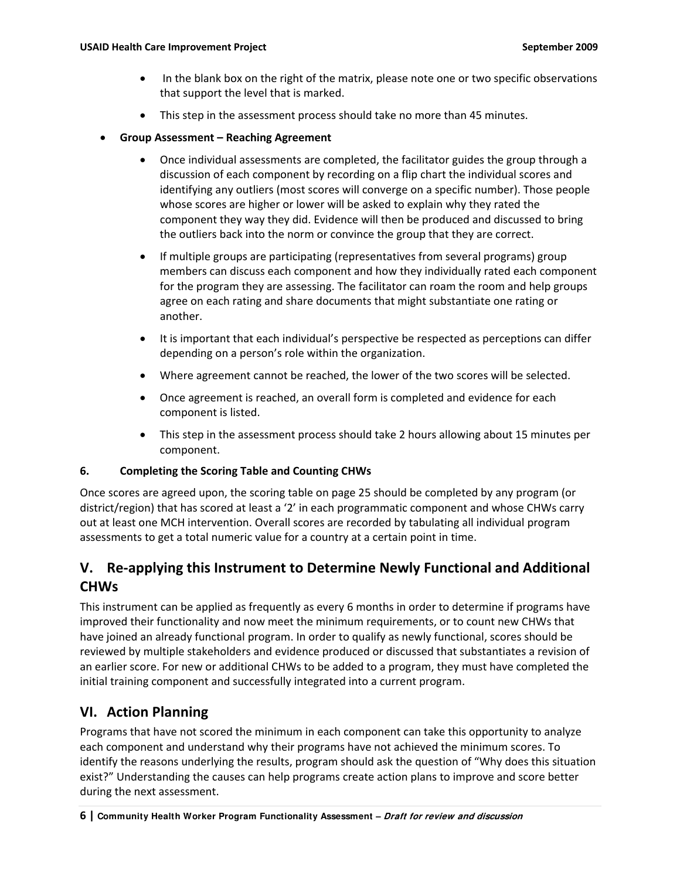- In the blank box on the right of the matrix, please note one or two specific observations that support the level that is marked.
- This step in the assessment process should take no more than 45 minutes.

- **Group Assessment – Reaching Agreement**
  - Once individual assessments are completed, the facilitator guides the group through a discussion of each component by recording on a flip chart the individual scores and identifying any outliers (most scores will converge on a specific number). Those people whose scores are higher or lower will be asked to explain why they rated the component they way they did. Evidence will then be produced and discussed to bring the outliers back into the norm or convince the group that they are correct.
  - If multiple groups are participating (representatives from several programs) group members can discuss each component and how they individually rated each component for the program they are assessing. The facilitator can roam the room and help groups agree on each rating and share documents that might substantiate one rating or another.
  - It is important that each individual's perspective be respected as perceptions can differ depending on a person's role within the organization.
  - Where agreement cannot be reached, the lower of the two scores will be selected.
  - Once agreement is reached, an overall form is completed and evidence for each component is listed.
  - This step in the assessment process should take 2 hours allowing about 15 minutes per component.

#### 6. Completing the Scoring Table and Counting CHWs

Once scores are agreed upon, the scoring table on page 25 should be completed by any program (or district/region) that has scored at least a '2' in each programmatic component and whose CHWs carry out at least one MCH intervention. Overall scores are recorded by tabulating all individual program assessments to get a total numeric value for a country at a certain point in time.

## V. Re-applying this Instrument to Determine Newly Functional and Additional CHWs

This instrument can be applied as frequently as every 6 months in order to determine if programs have improved their functionality and now meet the minimum requirements, or to count new CHWs that have joined an already functional program. In order to qualify as newly functional, scores should be reviewed by multiple stakeholders and evidence produced or discussed that substantiates a revision of an earlier score. For new or additional CHWs to be added to a program, they must have completed the initial training component and successfully integrated into a current program.

## VI. Action Planning

Programs that have not scored the minimum in each component can take this opportunity to analyze each component and understand why their programs have not achieved the minimum scores. To identify the reasons underlying the results, program should ask the question of "Why does this situation exist?" Understanding the causes can help programs create action plans to improve and score better during the next assessment.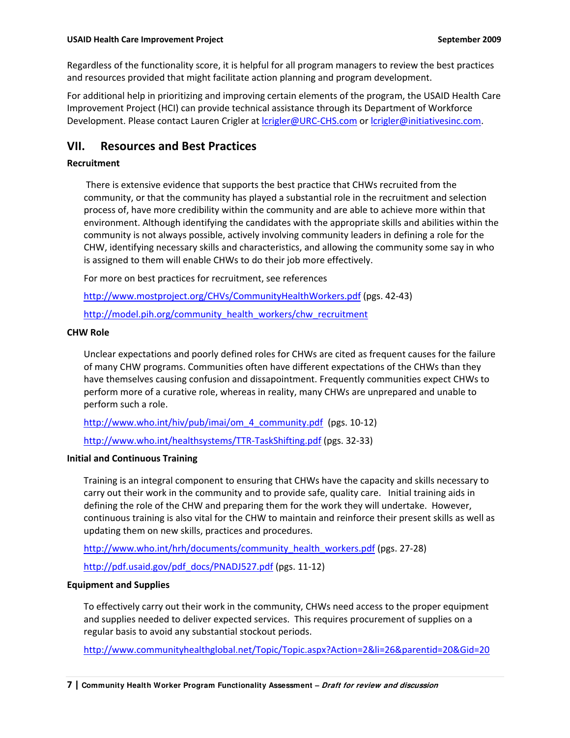Regardless of the functionality score, it is helpful for all program managers to review the best practices and resources provided that might facilitate action planning and program development.

For additional help in prioritizing and improving certain elements of the program, the USAID Health Care Improvement Project (HCI) can provide technical assistance through its Department of Workforce Development. Please contact Lauren Crigler at lcrigler@URC-CHS.com or lcrigler@initiativesinc.com.

## VII. Resources and Best Practices

### Recruitment

There is extensive evidence that supports the best practice that CHWs recruited from the community, or that the community has played a substantial role in the recruitment and selection process of, have more credibility within the community and are able to achieve more within that environment. Although identifying the candidates with the appropriate skills and abilities within the community is not always possible, actively involving community leaders in defining a role for the CHW, identifying necessary skills and characteristics, and allowing the community some say in who is assigned to them will enable CHWs to do their job more effectively.

For more on best practices for recruitment, see references

http://www.mostproject.org/CHVs/CommunityHealthWorkers.pdf (pgs. 42-43)

http://model.pih.org/community_health_workers/chw_recruitment

### CHW Role

Unclear expectations and poorly defined roles for CHWs are cited as frequent causes for the failure of many CHW programs. Communities often have different expectations of the CHWs than they have themselves causing confusion and dissapointment. Frequently communities expect CHWs to perform more of a curative role, whereas in reality, many CHWs are unprepared and unable to perform such a role.

http://www.who.int/hiv/pub/imai/om_4_community.pdf (pgs. 10-12)

http://www.who.int/healthsystems/TTR-TaskShifting.pdf (pgs. 32-33)

### Initial and Continuous Training

Training is an integral component to ensuring that CHWs have the capacity and skills necessary to carry out their work in the community and to provide safe, quality care. Initial training aids in defining the role of the CHW and preparing them for the work they will undertake. However, continuous training is also vital for the CHW to maintain and reinforce their present skills as well as updating them on new skills, practices and procedures.

http://www.who.int/hrh/documents/community_health_workers.pdf (pgs. 27-28)

http://pdf.usaid.gov/pdf_docs/PNADJ527.pdf (pgs. 11-12)

### Equipment and Supplies

To effectively carry out their work in the community, CHWs need access to the proper equipment and supplies needed to deliver expected services. This requires procurement of supplies on a regular basis to avoid any substantial stockout periods.

http://www.communityhealthglobal.net/Topic/Topic.aspx?Action=2&li=26&parentid=20&Gid=20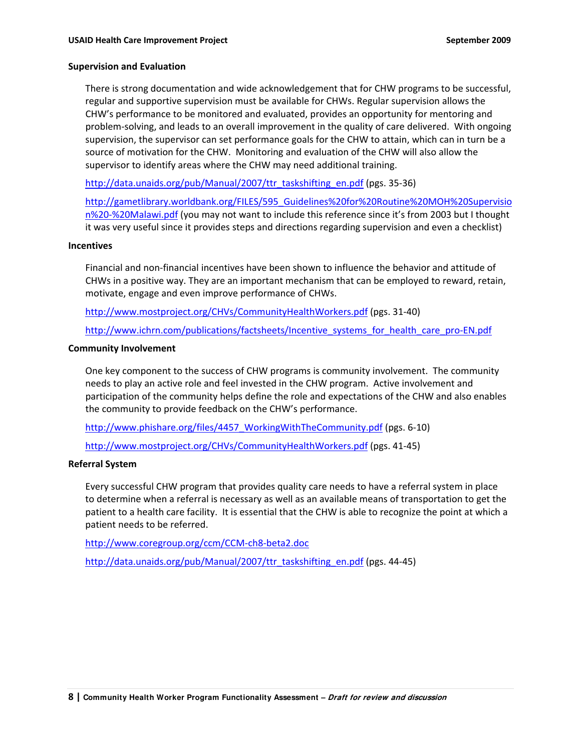### Supervision and Evaluation

There is strong documentation and wide acknowledgement that for CHW programs to be successful, regular and supportive supervision must be available for CHWs. Regular supervision allows the CHW's performance to be monitored and evaluated, provides an opportunity for mentoring and problem-solving, and leads to an overall improvement in the quality of care delivered. With ongoing supervision, the supervisor can set performance goals for the CHW to attain, which can in turn be a source of motivation for the CHW. Monitoring and evaluation of the CHW will also allow the supervisor to identify areas where the CHW may need additional training.

http://data.unaids.org/pub/Manual/2007/ttr_taskshifting_en.pdf (pgs. 35-36)

http://gametlibrary.worldbank.org/FILES/595_Guidelines%20for%20Routine%20MOH%20Supervision%20-%20Malawi.pdf (you may not want to include this reference since it's from 2003 but I thought it was very useful since it provides steps and directions regarding supervision and even a checklist)

### Incentives

Financial and non-financial incentives have been shown to influence the behavior and attitude of CHWs in a positive way. They are an important mechanism that can be employed to reward, retain, motivate, engage and even improve performance of CHWs.

http://www.mostproject.org/CHVs/CommunityHealthWorkers.pdf (pgs. 31-40)

http://www.ichrn.com/publications/factsheets/Incentive_systems_for_health_care_pro-EN.pdf

### Community Involvement

One key component to the success of CHW programs is community involvement. The community needs to play an active role and feel invested in the CHW program. Active involvement and participation of the community helps define the role and expectations of the CHW and also enables the community to provide feedback on the CHW's performance.

http://www.phishare.org/files/4457_WorkingWithTheCommunity.pdf (pgs. 6-10)

http://www.mostproject.org/CHVs/CommunityHealthWorkers.pdf (pgs. 41-45)

### Referral System

Every successful CHW program that provides quality care needs to have a referral system in place to determine when a referral is necessary as well as an available means of transportation to get the patient to a health care facility. It is essential that the CHW is able to recognize the point at which a patient needs to be referred.

http://www.coregroup.org/ccm/CCM-ch8-beta2.doc

http://data.unaids.org/pub/Manual/2007/ttr_taskshifting_en.pdf (pgs. 44-45)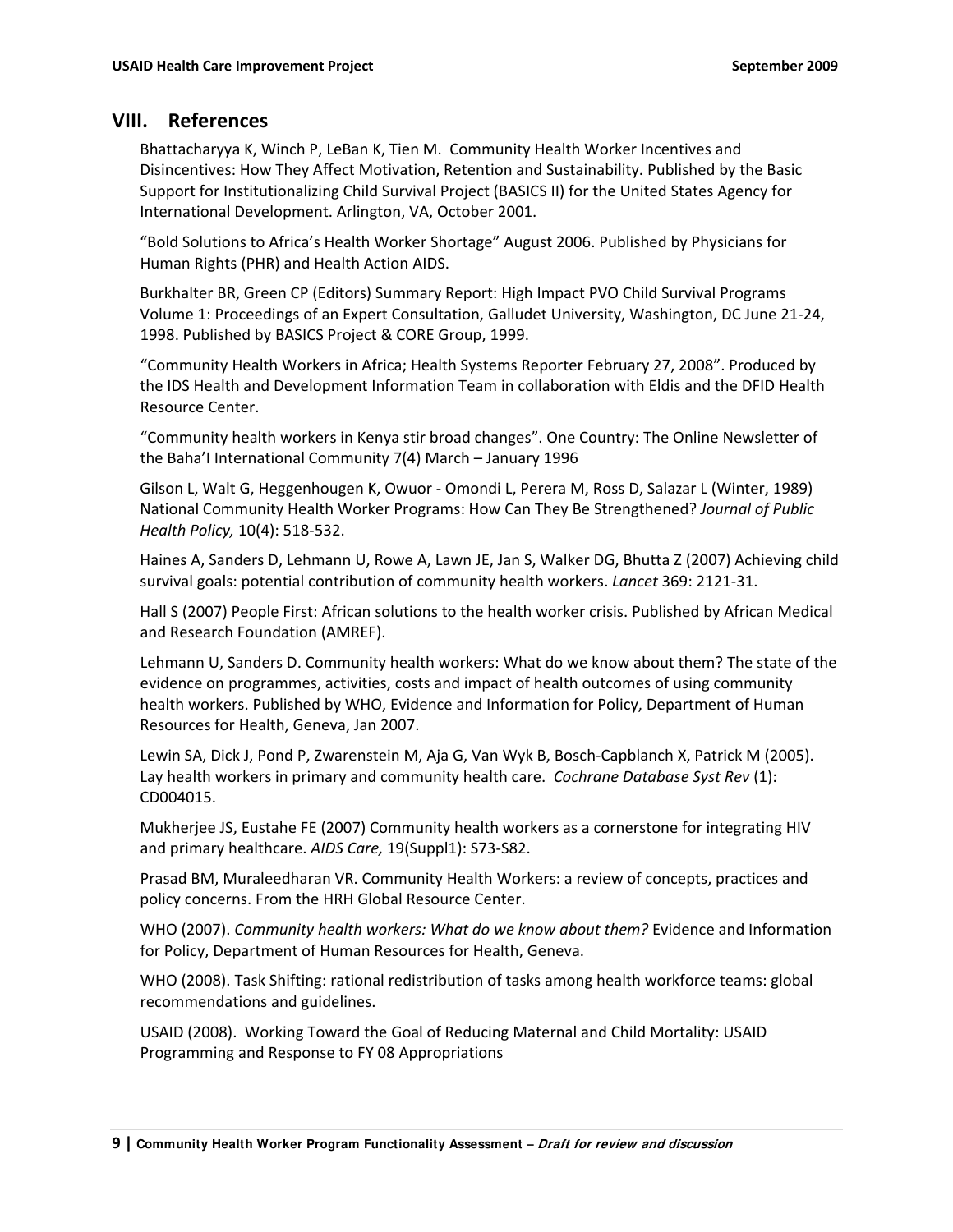## VIII. References

Bhattacharyya K, Winch P, LeBan K, Tien M. Community Health Worker Incentives and Disincentives: How They Affect Motivation, Retention and Sustainability. Published by the Basic Support for Institutionalizing Child Survival Project (BASICS II) for the United States Agency for International Development. Arlington, VA, October 2001.

"Bold Solutions to Africa's Health Worker Shortage" August 2006. Published by Physicians for Human Rights (PHR) and Health Action AIDS.

Burkhalter BR, Green CP (Editors) Summary Report: High Impact PVO Child Survival Programs Volume 1: Proceedings of an Expert Consultation, Galludet University, Washington, DC June 21-24, 1998. Published by BASICS Project & CORE Group, 1999.

"Community Health Workers in Africa; Health Systems Reporter February 27, 2008". Produced by the IDS Health and Development Information Team in collaboration with Eldis and the DFID Health Resource Center.

"Community health workers in Kenya stir broad changes". One Country: The Online Newsletter of the Baha'I International Community 7(4) March – January 1996

Gilson L, Walt G, Heggenhougen K, Owuor - Omondi L, Perera M, Ross D, Salazar L (Winter, 1989) National Community Health Worker Programs: How Can They Be Strengthened? *Journal of Public Health Policy,* 10(4): 518-532.

Haines A, Sanders D, Lehmann U, Rowe A, Lawn JE, Jan S, Walker DG, Bhutta Z (2007) Achieving child survival goals: potential contribution of community health workers. *Lancet* 369: 2121-31.

Hall S (2007) People First: African solutions to the health worker crisis. Published by African Medical and Research Foundation (AMREF).

Lehmann U, Sanders D. Community health workers: What do we know about them? The state of the evidence on programmes, activities, costs and impact of health outcomes of using community health workers. Published by WHO, Evidence and Information for Policy, Department of Human Resources for Health, Geneva, Jan 2007.

Lewin SA, Dick J, Pond P, Zwarenstein M, Aja G, Van Wyk B, Bosch-Capblanch X, Patrick M (2005). Lay health workers in primary and community health care. *Cochrane Database Syst Rev* (1): CD004015.

Mukherjee JS, Eustahe FE (2007) Community health workers as a cornerstone for integrating HIV and primary healthcare. *AIDS Care,* 19(Suppl1): S73-S82.

Prasad BM, Muraleedharan VR. Community Health Workers: a review of concepts, practices and policy concerns. From the HRH Global Resource Center.

WHO (2007). *Community health workers: What do we know about them?* Evidence and Information for Policy, Department of Human Resources for Health, Geneva.

WHO (2008). Task Shifting: rational redistribution of tasks among health workforce teams: global recommendations and guidelines.

USAID (2008). Working Toward the Goal of Reducing Maternal and Child Mortality: USAID Programming and Response to FY 08 Appropriations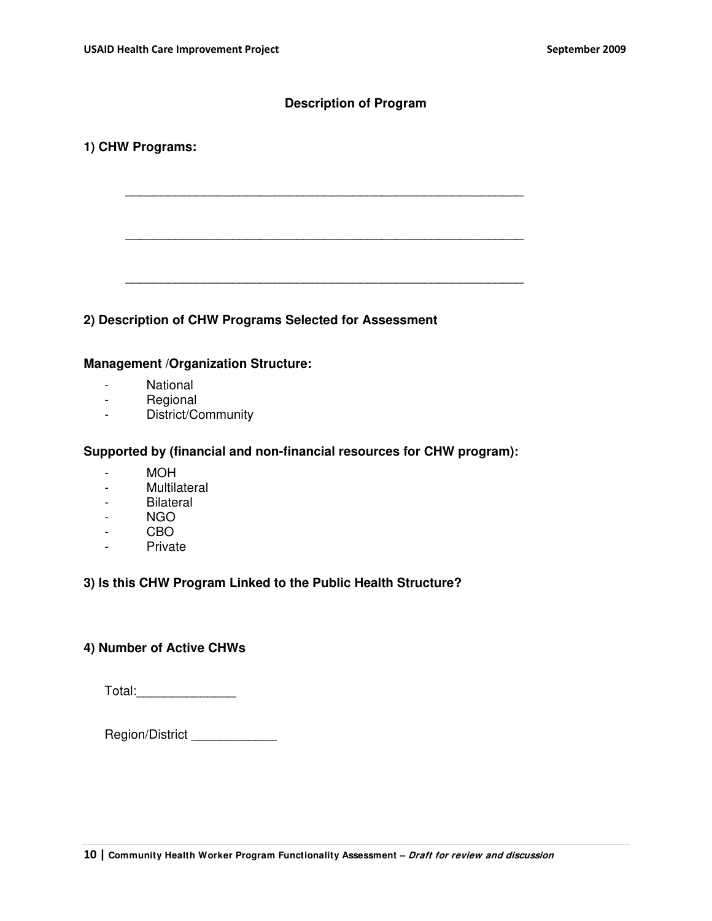## Description of Program

### 1) CHW Programs:

\_\_\_\_\_\_\_\_\_\_\_\_\_\_\_\_\_\_\_\_\_\_\_\_\_\_\_\_\_\_\_\_\_\_\_\_\_\_\_\_\_\_\_\_\_\_\_\_\_\_\_\_\_\_\_\_\_\_

\_\_\_\_\_\_\_\_\_\_\_\_\_\_\_\_\_\_\_\_\_\_\_\_\_\_\_\_\_\_\_\_\_\_\_\_\_\_\_\_\_\_\_\_\_\_\_\_\_\_\_\_\_\_\_\_\_\_

\_\_\_\_\_\_\_\_\_\_\_\_\_\_\_\_\_\_\_\_\_\_\_\_\_\_\_\_\_\_\_\_\_\_\_\_\_\_\_\_\_\_\_\_\_\_\_\_\_\_\_\_\_\_\_\_\_\_

### 2) Description of CHW Programs Selected for Assessment

**Management /Organization Structure:**

- National
- Regional
- District/Community

**Supported by (financial and non-financial resources for CHW program):**

- MOH
- Multilateral
- Bilateral
- NGO
- CBO
- Private

### 3) Is this CHW Program Linked to the Public Health Structure?

### 4) Number of Active CHWs

Total:\_\_\_\_\_\_\_\_\_\_\_\_\_\_

Region/District \_\_\_\_\_\_\_\_\_\_\_\_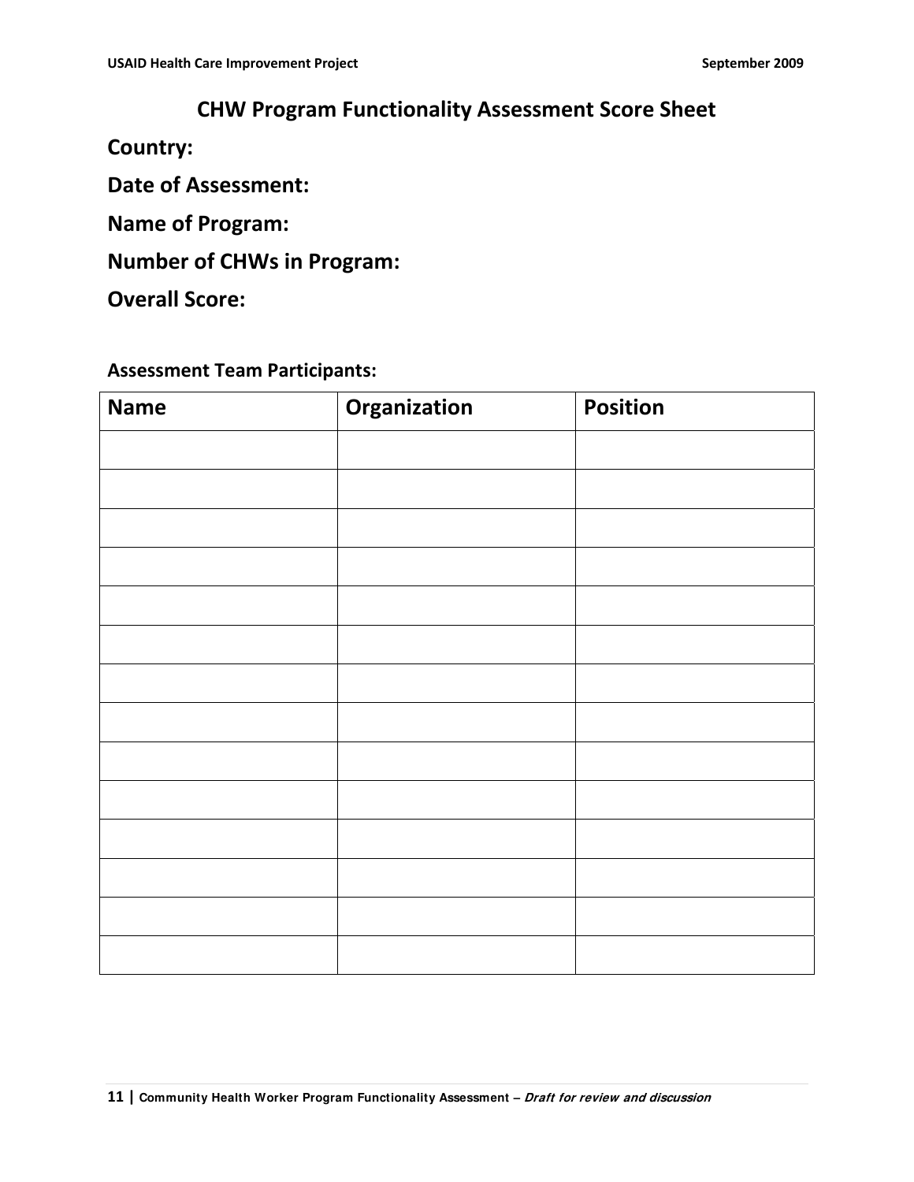# CHW Program Functionality Assessment Score Sheet

**Country:**

**Date of Assessment:**

**Name of Program:**

**Number of CHWs in Program:**

**Overall Score:**

**Assessment Team Participants:**

| Name | Organization | Position |
|---|---|---|
| | | |
| | | |
| | | |
| | | |
| | | |
| | | |
| | | |
| | | |
| | | |
| | | |
| | | |
| | | |
| | | |
| | | |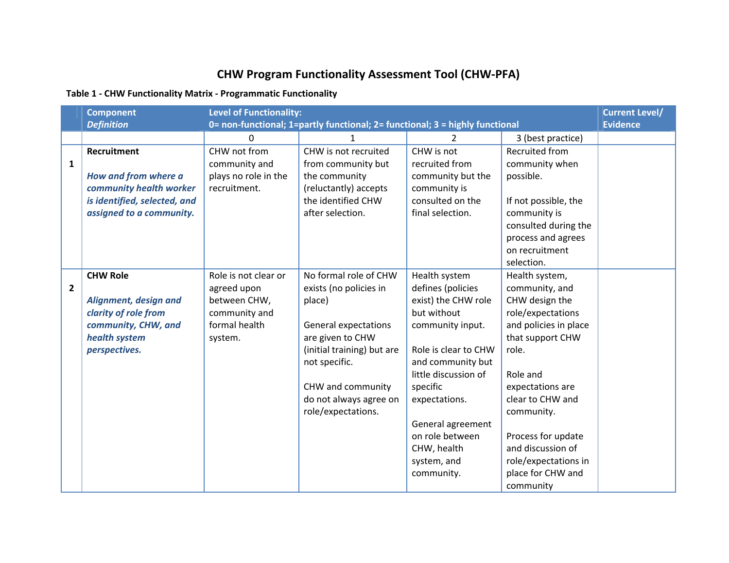# CHW Program Functionality Assessment Tool (CHW-PFA)

**Table 1 - CHW Functionality Matrix - Programmatic Functionality**

| | **Component** *Definition* | **Level of Functionality: 0= non-functional; 1=partly functional; 2= functional; 3 = highly functional** | | | | **Current Level/ Evidence** |
|---|---|---|---|---|---|---|
| | | 0 | 1 | 2 | 3 (best practice) | |
| **1** | **Recruitment** *How and from where a community health worker is identified, selected, and assigned to a community.* | CHW not from community and plays no role in the recruitment. | CHW is not recruited from community but the community (reluctantly) accepts the identified CHW after selection. | CHW is not recruited from community but the community is consulted on the final selection. | Recruited from community when possible. If not possible, the community is consulted during the process and agrees on recruitment selection. | |
| **2** | **CHW Role** *Alignment, design and clarity of role from community, CHW, and health system perspectives.* | Role is not clear or agreed upon between CHW, community and formal health system. | No formal role of CHW exists (no policies in place) General expectations are given to CHW (initial training) but are not specific. CHW and community do not always agree on role/expectations. | Health system defines (policies exist) the CHW role but without community input. Role is clear to CHW and community but little discussion of specific expectations. General agreement on role between CHW, health system, and community. | Health system, community, and CHW design the role/expectations and policies in place that support CHW role. Role and expectations are clear to CHW and community. Process for update and discussion of role/expectations in place for CHW and community | |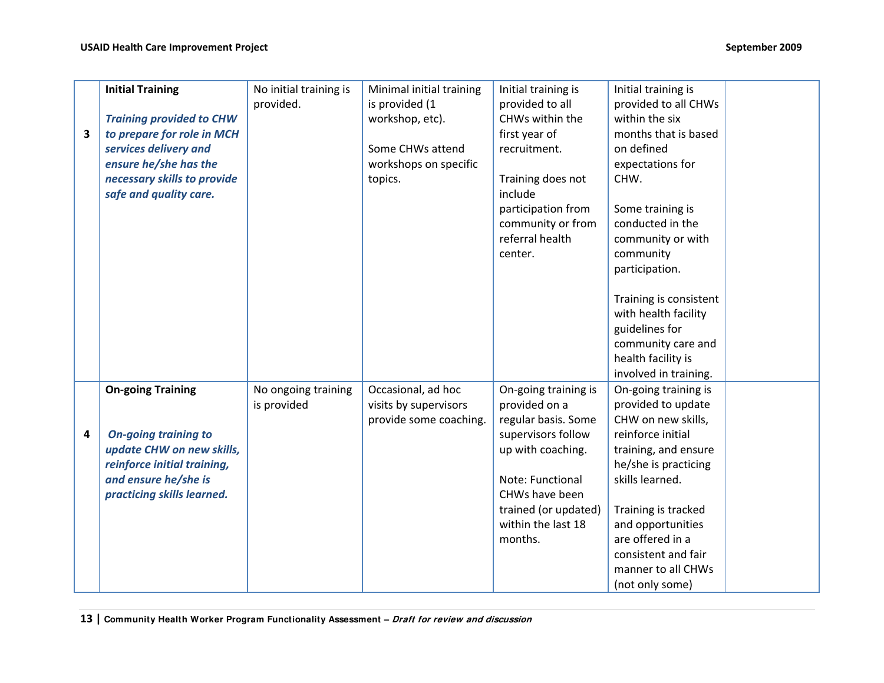| | | | | | | |
|---|---|---|---|---|---|---|
| 3 | **Initial Training**<br><br>***Training provided to CHW to prepare for role in MCH services delivery and ensure he/she has the necessary skills to provide safe and quality care.*** | No initial training is provided. | Minimal initial training is provided (1 workshop, etc).<br><br>Some CHWs attend workshops on specific topics. | Initial training is provided to all CHWs within the first year of recruitment.<br><br>Training does not include participation from community or from referral health center. | Initial training is provided to all CHWs within the six months that is based on defined expectations for CHW.<br><br>Some training is conducted in the community or with community participation.<br><br>Training is consistent with health facility guidelines for community care and health facility is involved in training. | |
| 4 | **On-going Training**<br><br>***On-going training to update CHW on new skills, reinforce initial training, and ensure he/she is practicing skills learned.*** | No ongoing training is provided | Occasional, ad hoc visits by supervisors provide some coaching. | On-going training is provided on a regular basis. Some supervisors follow up with coaching.<br><br>Note: Functional CHWs have been trained (or updated) within the last 18 months. | On-going training is provided to update CHW on new skills, reinforce initial training, and ensure he/she is practicing skills learned.<br><br>Training is tracked and opportunities are offered in a consistent and fair manner to all CHWs (not only some) | |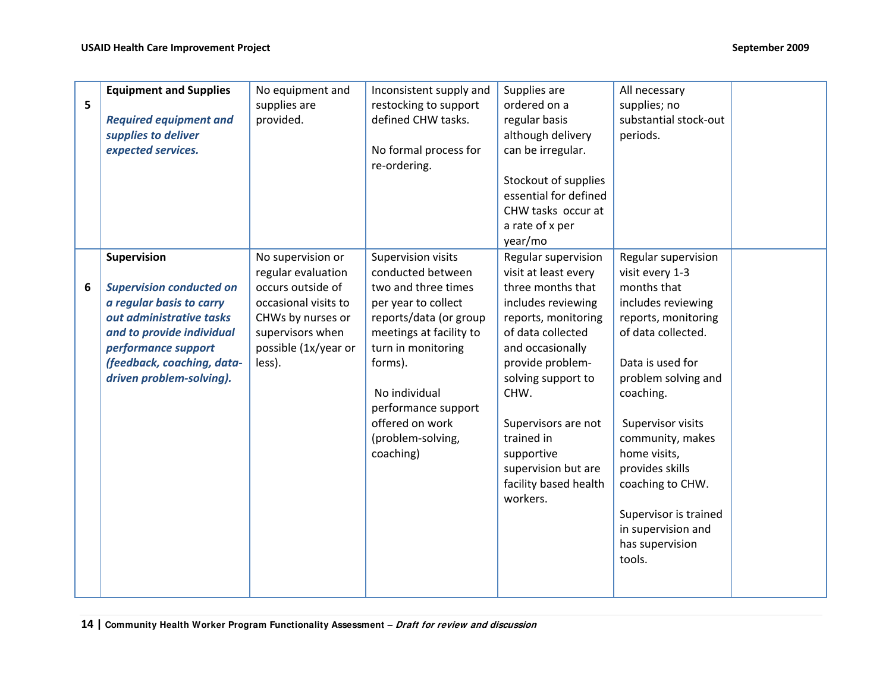| 5 | **Equipment and Supplies**<br><br>***Required equipment and supplies to deliver expected services.*** | No equipment and supplies are provided. | Inconsistent supply and restocking to support defined CHW tasks.<br><br>No formal process for re-ordering. | Supplies are ordered on a regular basis although delivery can be irregular.<br><br>Stockout of supplies essential for defined CHW tasks occur at a rate of x per year/mo | All necessary supplies; no substantial stock-out periods. | |
|---|---|---|---|---|---|---|
| 6 | **Supervision**<br><br>***Supervision conducted on a regular basis to carry out administrative tasks and to provide individual performance support (feedback, coaching, data-driven problem-solving).*** | No supervision or regular evaluation occurs outside of occasional visits to CHWs by nurses or supervisors when possible (1x/year or less). | Supervision visits conducted between two and three times per year to collect reports/data (or group meetings at facility to turn in monitoring forms).<br><br>No individual performance support offered on work (problem-solving, coaching) | Regular supervision visit at least every three months that includes reviewing reports, monitoring of data collected and occasionally provide problem-solving support to CHW.<br><br>Supervisors are not trained in supportive supervision but are facility based health workers. | Regular supervision visit every 1-3 months that includes reviewing reports, monitoring of data collected.<br><br>Data is used for problem solving and coaching.<br><br>Supervisor visits community, makes home visits, provides skills coaching to CHW.<br><br>Supervisor is trained in supervision and has supervision tools. | |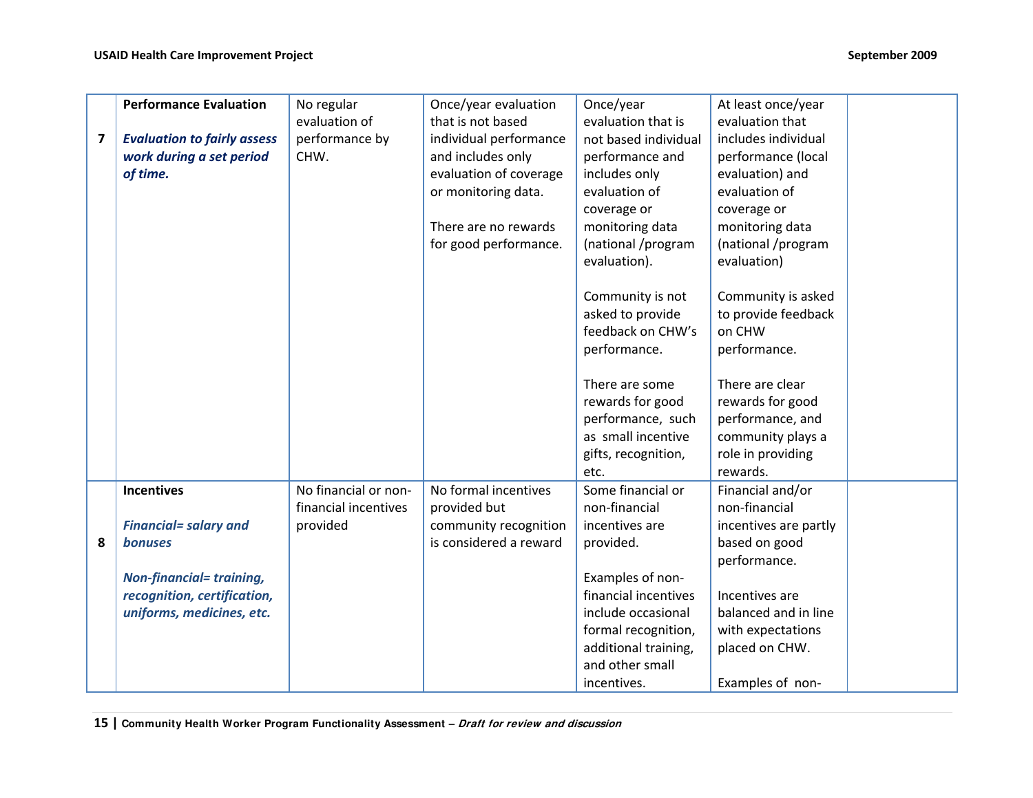| 7 | **Performance Evaluation**<br><br>***Evaluation to fairly assess work during a set period of time.*** | No regular evaluation of performance by CHW. | Once/year evaluation that is not based individual performance and includes only evaluation of coverage or monitoring data.<br><br>There are no rewards for good performance. | Once/year evaluation that is not based individual performance and includes only evaluation of coverage or monitoring data (national /program evaluation).<br><br>Community is not asked to provide feedback on CHW's performance.<br><br>There are some rewards for good performance, such as small incentive gifts, recognition, etc. | At least once/year evaluation that includes individual performance (local evaluation) and evaluation of coverage or monitoring data (national /program evaluation)<br><br>Community is asked to provide feedback on CHW performance.<br><br>There are clear rewards for good performance, and community plays a role in providing rewards. | |
|---|---|---|---|---|---|---|
| 8 | **Incentives**<br><br>***Financial= salary and bonuses***<br><br>***Non-financial= training, recognition, certification, uniforms, medicines, etc.*** | No financial or non-financial incentives provided | No formal incentives provided but community recognition is considered a reward | Some financial or non-financial incentives are provided.<br><br>Examples of non-financial incentives include occasional formal recognition, additional training, and other small incentives. | Financial and/or non-financial incentives are partly based on good performance.<br><br>Incentives are balanced and in line with expectations placed on CHW.<br><br>Examples of non- | |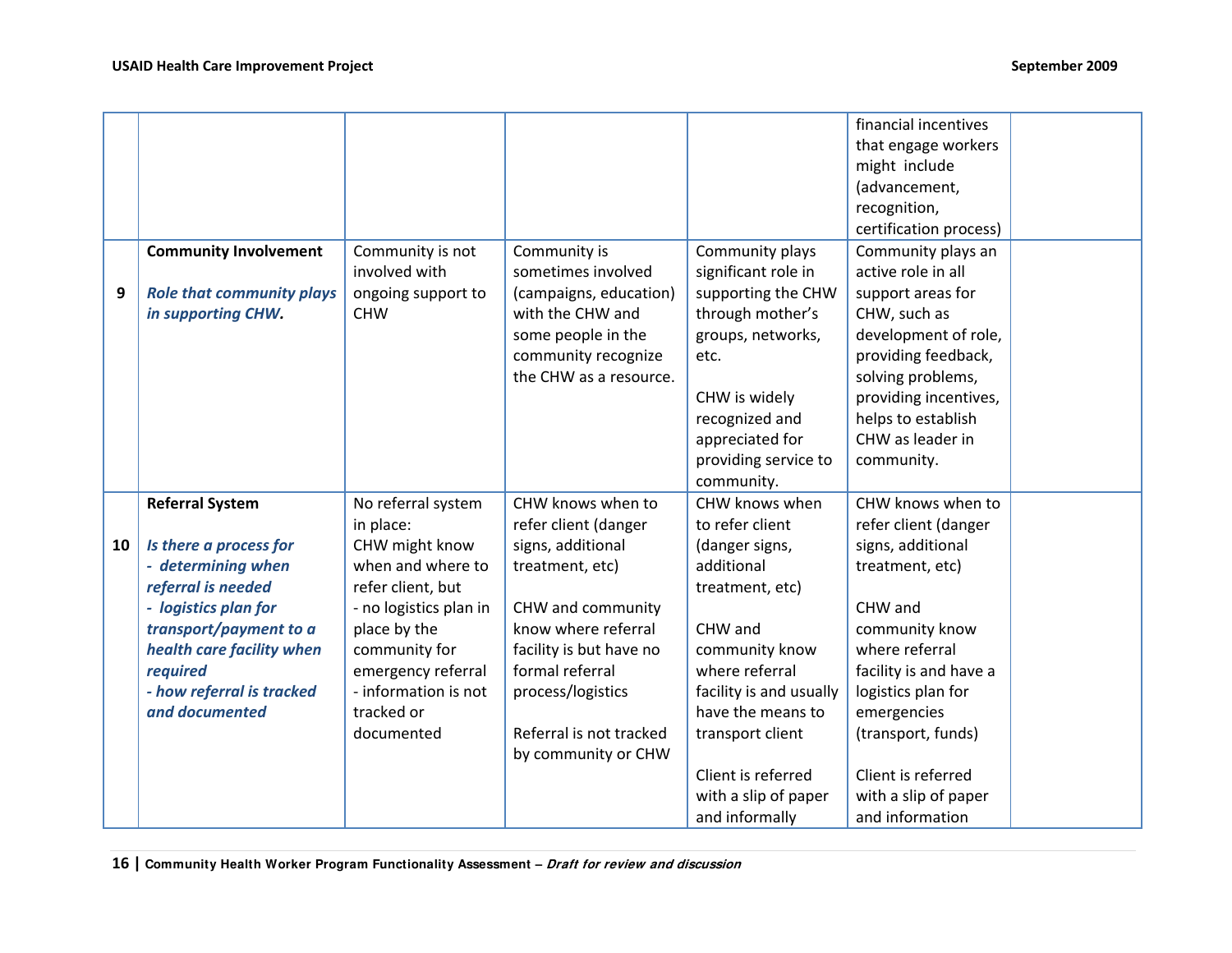| | | | | | | |
|---|---|---|---|---|---|---|
| | | | | | financial incentives that engage workers might include (advancement, recognition, certification process) | |
| 9 | **Community Involvement**<br><br>***Role that community plays in supporting CHW.*** | Community is not involved with ongoing support to CHW | Community is sometimes involved (campaigns, education) with the CHW and some people in the community recognize the CHW as a resource. | Community plays significant role in supporting the CHW through mother's groups, networks, etc.<br><br>CHW is widely recognized and appreciated for providing service to community. | Community plays an active role in all support areas for CHW, such as development of role, providing feedback, solving problems, providing incentives, helps to establish CHW as leader in community. | |
| 10 | **Referral System**<br><br>***Is there a process for***<br>***- determining when referral is needed***<br>***- logistics plan for transport/payment to a health care facility when required***<br>***- how referral is tracked and documented*** | No referral system in place:<br>CHW might know when and where to refer client, but<br>- no logistics plan in place by the community for emergency referral<br>- information is not tracked or documented | CHW knows when to refer client (danger signs, additional treatment, etc)<br><br>CHW and community know where referral facility is but have no formal referral process/logistics<br><br>Referral is not tracked by community or CHW | CHW knows when to refer client (danger signs, additional treatment, etc)<br><br>CHW and community know where referral facility is and usually have the means to transport client<br><br>Client is referred with a slip of paper and informally | CHW knows when to refer client (danger signs, additional treatment, etc)<br><br>CHW and community know where referral facility is and have a logistics plan for emergencies (transport, funds)<br><br>Client is referred with a slip of paper and information | |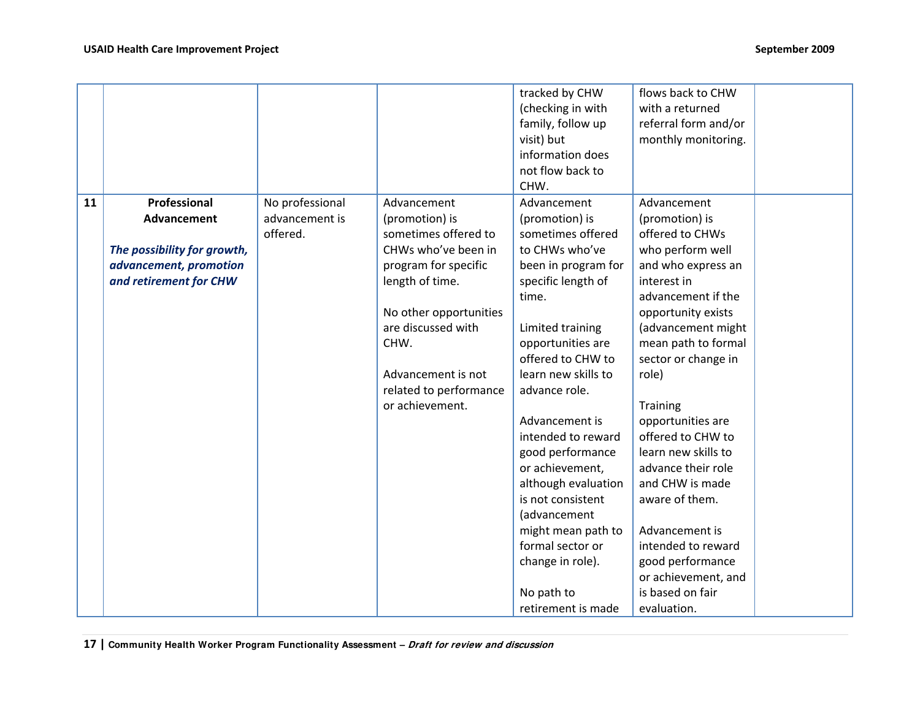| | | | | | | |
|---|---|---|---|---|---|---|
| | | | | tracked by CHW (checking in with family, follow up visit) but information does not flow back to CHW. | flows back to CHW with a returned referral form and/or monthly monitoring. | |
| **11** | **Professional Advancement** <br><br> ***The possibility for growth, advancement, promotion and retirement for CHW*** | No professional advancement is offered. | Advancement (promotion) is sometimes offered to CHWs who've been in program for specific length of time. <br><br> No other opportunities are discussed with CHW. <br><br> Advancement is not related to performance or achievement. | Advancement (promotion) is sometimes offered to CHWs who've been in program for specific length of time. <br><br> Limited training opportunities are offered to CHW to learn new skills to advance role. <br><br> Advancement is intended to reward good performance or achievement, although evaluation is not consistent (advancement might mean path to formal sector or change in role). <br><br> No path to retirement is made | Advancement (promotion) is offered to CHWs who perform well and who express an interest in advancement if the opportunity exists (advancement might mean path to formal sector or change in role) <br><br> Training opportunities are offered to CHW to learn new skills to advance their role and CHW is made aware of them. <br><br> Advancement is intended to reward good performance or achievement, and is based on fair evaluation. | |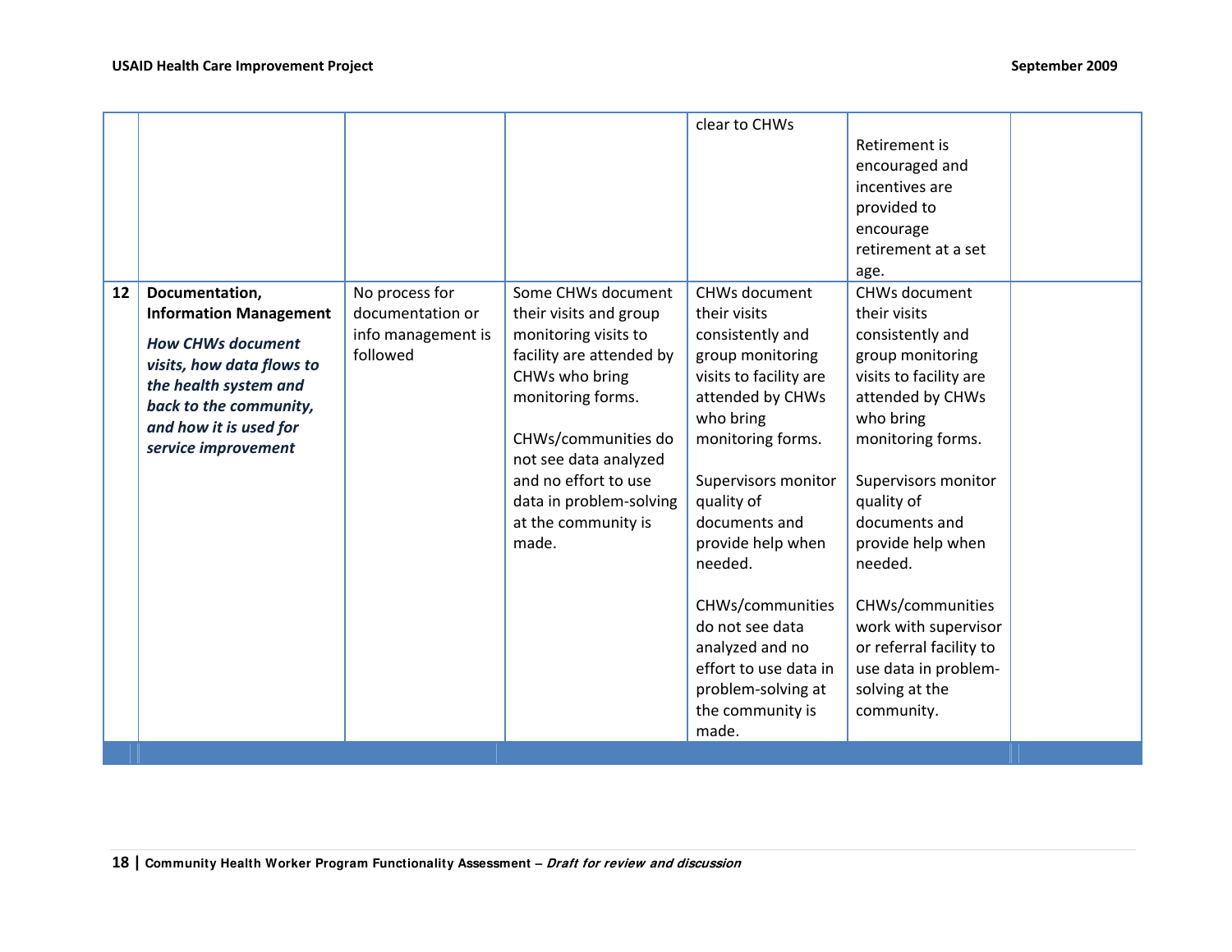| | | | | | | |
|---|---|---|---|---|---|---|
| | | | | clear to CHWs | Retirement is encouraged and incentives are provided to encourage retirement at a set age. | |
| 12 | **Documentation, Information Management**<br><br>***How CHWs document visits, how data flows to the health system and back to the community, and how it is used for service improvement*** | No process for documentation or info management is followed | Some CHWs document their visits and group monitoring visits to facility are attended by CHWs who bring monitoring forms.<br><br>CHWs/communities do not see data analyzed and no effort to use data in problem-solving at the community is made. | CHWs document their visits consistently and group monitoring visits to facility are attended by CHWs who bring monitoring forms.<br><br>Supervisors monitor quality of documents and provide help when needed.<br><br>CHWs/communities do not see data analyzed and no effort to use data in problem-solving at the community is made. | CHWs document their visits consistently and group monitoring visits to facility are attended by CHWs who bring monitoring forms.<br><br>Supervisors monitor quality of documents and provide help when needed.<br><br>CHWs/communities work with supervisor or referral facility to use data in problem-solving at the community. | |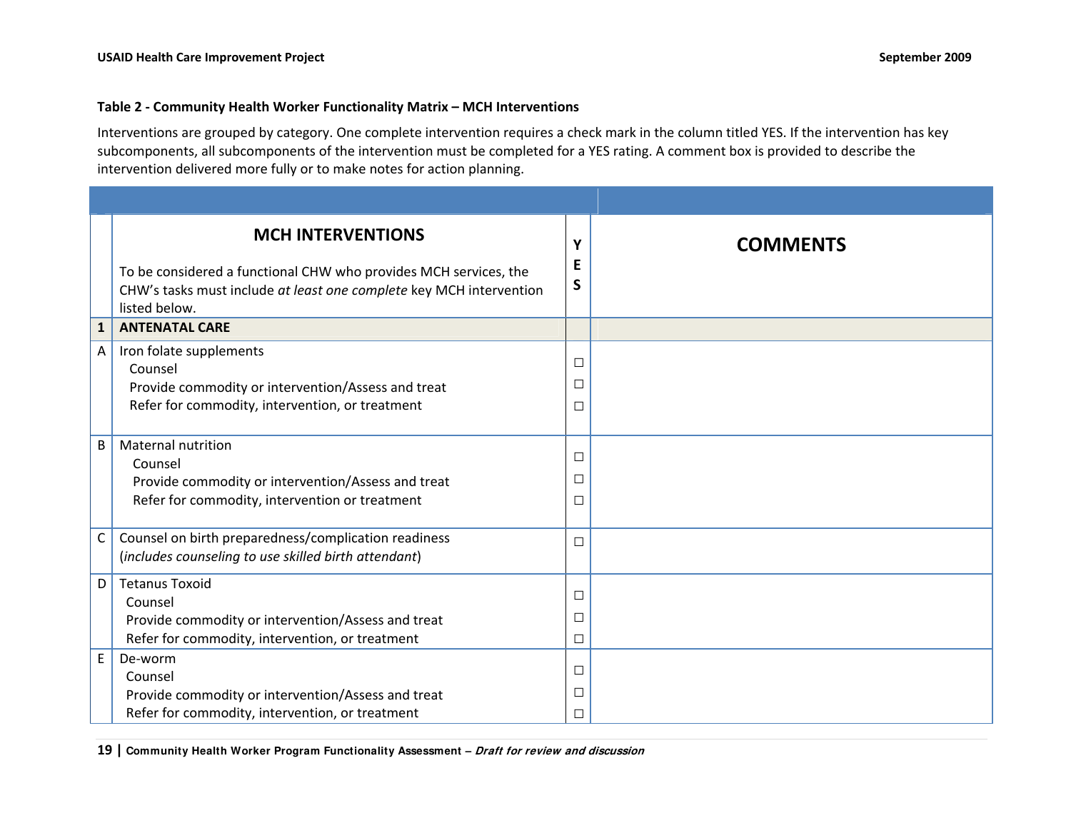**Table 2 - Community Health Worker Functionality Matrix – MCH Interventions**

Interventions are grouped by category. One complete intervention requires a check mark in the column titled YES. If the intervention has key subcomponents, all subcomponents of the intervention must be completed for a YES rating. A comment box is provided to describe the intervention delivered more fully or to make notes for action planning.

| | **MCH INTERVENTIONS**<br>To be considered a functional CHW who provides MCH services, the CHW's tasks must include *at least one complete* key MCH intervention listed below. | **YES** | **COMMENTS** |
|---|---|---|---|
| **1** | **ANTENATAL CARE** | | |
| A | Iron folate supplements<br>Counsel<br>Provide commodity or intervention/Assess and treat<br>Refer for commodity, intervention, or treatment | <br>☐<br>☐<br>☐ | |
| B | Maternal nutrition<br>Counsel<br>Provide commodity or intervention/Assess and treat<br>Refer for commodity, intervention or treatment | <br>☐<br>☐<br>☐ | |
| C | Counsel on birth preparedness/complication readiness<br>(*includes counseling to use skilled birth attendant*) | ☐ | |
| D | Tetanus Toxoid<br>Counsel<br>Provide commodity or intervention/Assess and treat<br>Refer for commodity, intervention, or treatment | <br>☐<br>☐<br>☐ | |
| E | De-worm<br>Counsel<br>Provide commodity or intervention/Assess and treat<br>Refer for commodity, intervention, or treatment | <br>☐<br>☐<br>☐ | |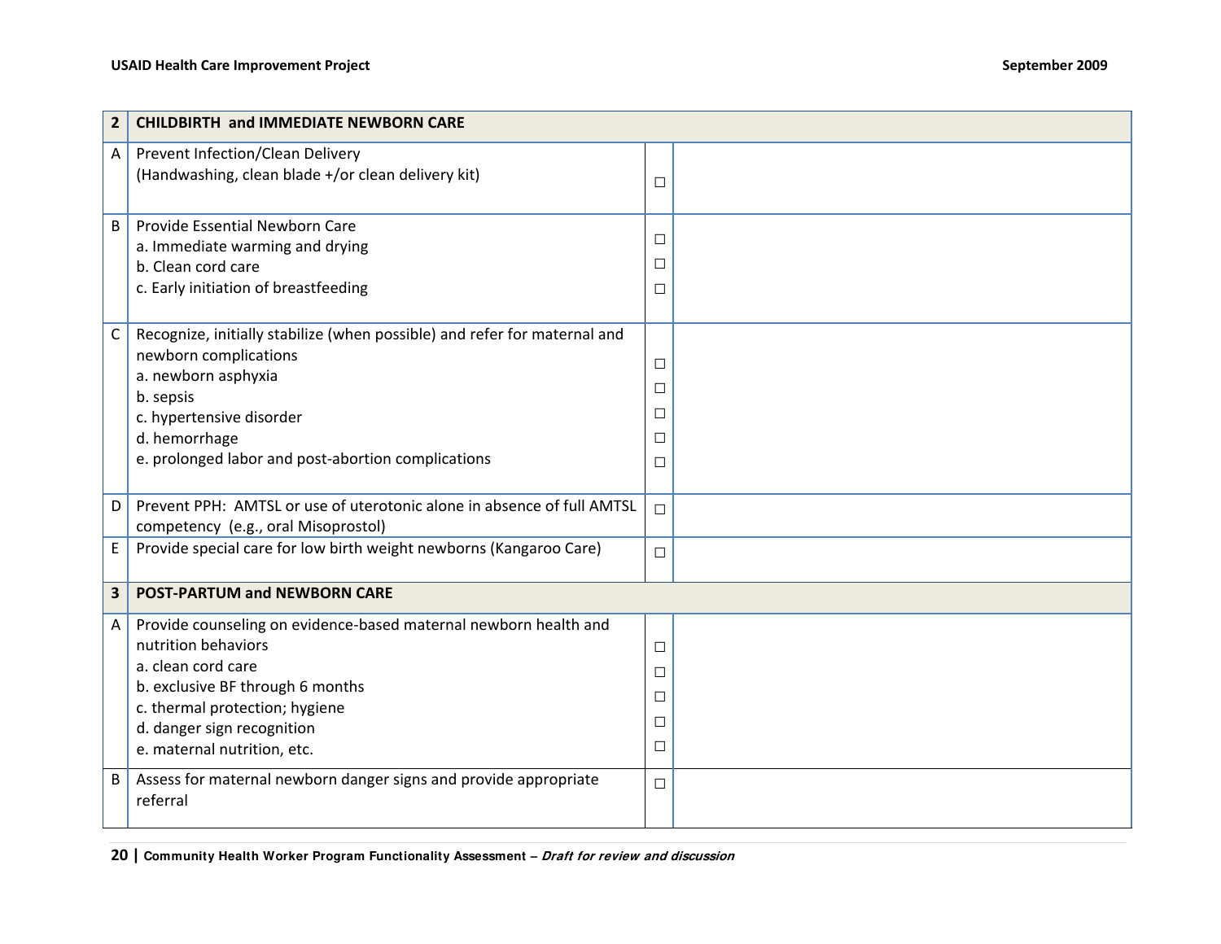| 2 | CHILDBIRTH and IMMEDIATE NEWBORN CARE | | |
|---|---|---|---|
| A | Prevent Infection/Clean Delivery<br>(Handwashing, clean blade +/or clean delivery kit) | ☐ | |
| B | Provide Essential Newborn Care<br>a. Immediate warming and drying<br>b. Clean cord care<br>c. Early initiation of breastfeeding | ☐<br>☐<br>☐ | |
| C | Recognize, initially stabilize (when possible) and refer for maternal and newborn complications<br>a. newborn asphyxia<br>b. sepsis<br>c. hypertensive disorder<br>d. hemorrhage<br>e. prolonged labor and post-abortion complications | ☐<br>☐<br>☐<br>☐<br>☐ | |
| D | Prevent PPH: AMTSL or use of uterotonic alone in absence of full AMTSL competency (e.g., oral Misoprostol) | ☐ | |
| E | Provide special care for low birth weight newborns (Kangaroo Care) | ☐ | |
| **3** | **POST-PARTUM and NEWBORN CARE** | | |
| A | Provide counseling on evidence-based maternal newborn health and nutrition behaviors<br>a. clean cord care<br>b. exclusive BF through 6 months<br>c. thermal protection; hygiene<br>d. danger sign recognition<br>e. maternal nutrition, etc. | ☐<br>☐<br>☐<br>☐<br>☐ | |
| B | Assess for maternal newborn danger signs and provide appropriate referral | ☐ | |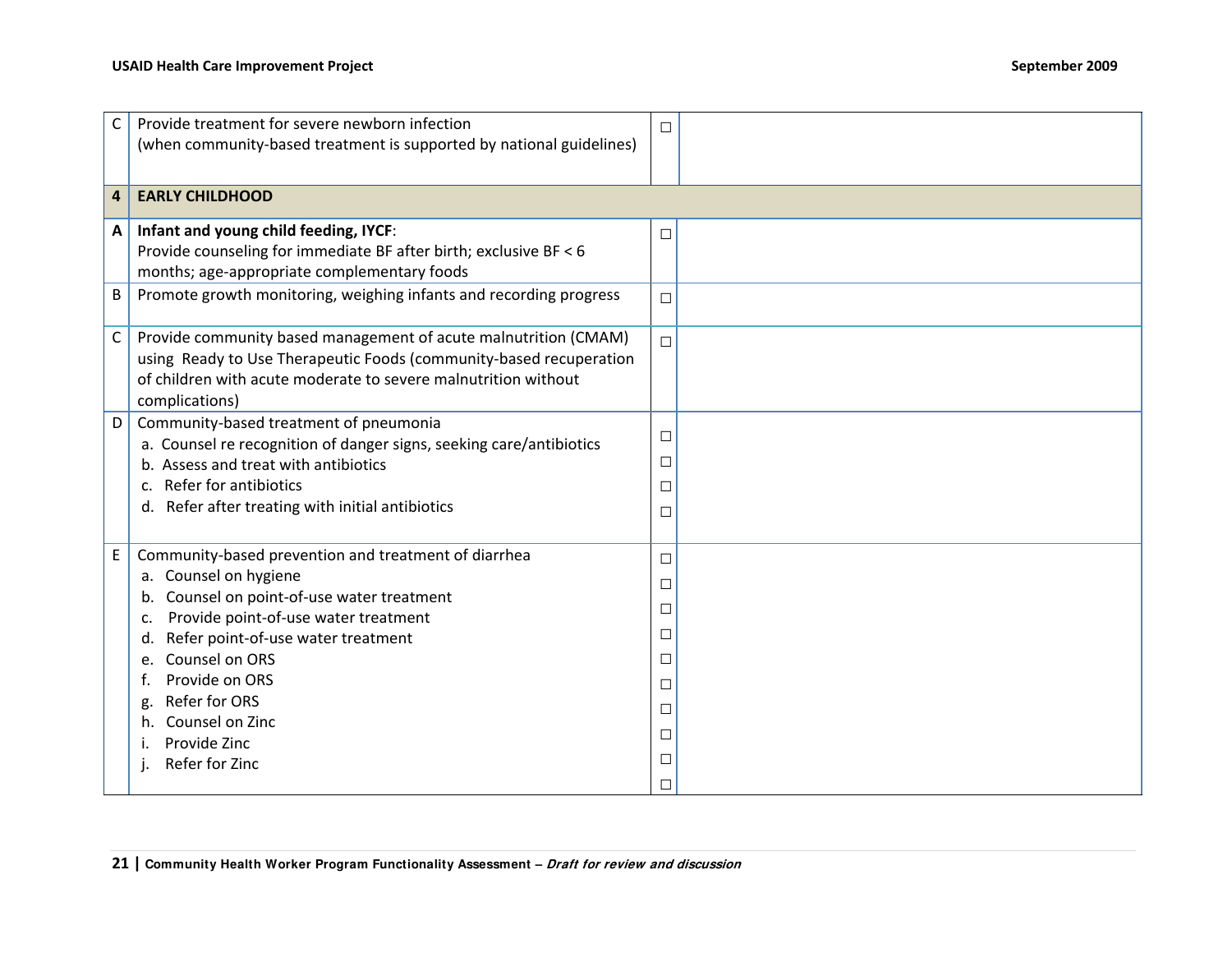| | | | |
|---|---|---|---|
| C | Provide treatment for severe newborn infection<br>(when community-based treatment is supported by national guidelines) | □ | |
| **4** | **EARLY CHILDHOOD** | | |
| **A** | **Infant and young child feeding, IYCF**:<br>Provide counseling for immediate BF after birth; exclusive BF < 6 months; age-appropriate complementary foods | □ | |
| B | Promote growth monitoring, weighing infants and recording progress | □ | |
| C | Provide community based management of acute malnutrition (CMAM) using Ready to Use Therapeutic Foods (community-based recuperation of children with acute moderate to severe malnutrition without complications) | □ | |
| D | Community-based treatment of pneumonia<br>a. Counsel re recognition of danger signs, seeking care/antibiotics<br>b. Assess and treat with antibiotics<br>c. Refer for antibiotics<br>d. Refer after treating with initial antibiotics | □<br>□<br>□<br>□ | |
| E | Community-based prevention and treatment of diarrhea<br>a. Counsel on hygiene<br>b. Counsel on point-of-use water treatment<br>c. Provide point-of-use water treatment<br>d. Refer point-of-use water treatment<br>e. Counsel on ORS<br>f. Provide on ORS<br>g. Refer for ORS<br>h. Counsel on Zinc<br>i. Provide Zinc<br>j. Refer for Zinc | □<br>□<br>□<br>□<br>□<br>□<br>□<br>□<br>□<br>□ | |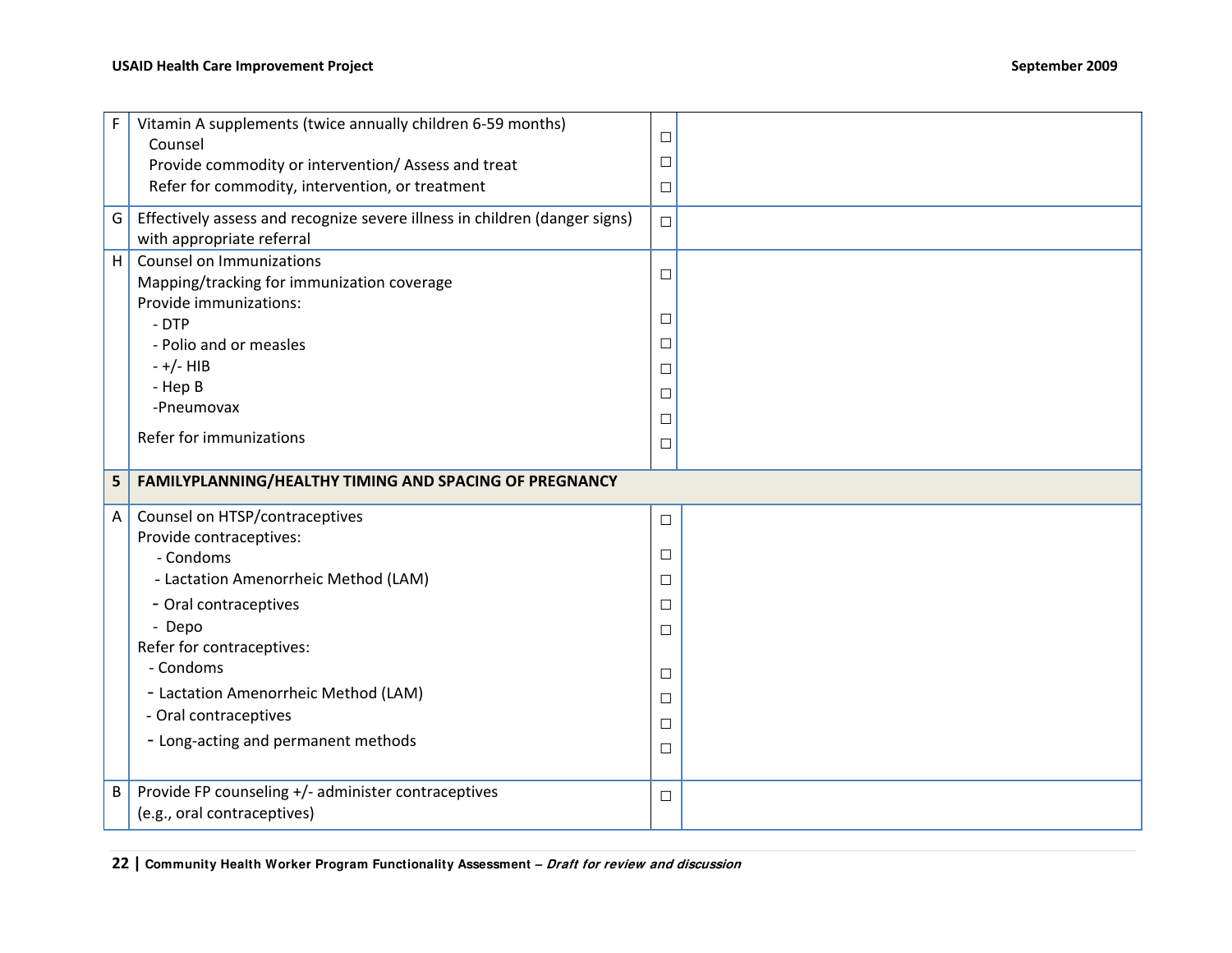| | | | |
|---|---|---|---|
| F | Vitamin A supplements (twice annually children 6-59 months)<br>Counsel<br>Provide commodity or intervention/ Assess and treat<br>Refer for commodity, intervention, or treatment | ☐<br>☐<br>☐ | |
| G | Effectively assess and recognize severe illness in children (danger signs) with appropriate referral | ☐ | |
| H | Counsel on Immunizations<br>Mapping/tracking for immunization coverage<br>Provide immunizations:<br>- DTP<br>- Polio and or measles<br>- +/- HIB<br>- Hep B<br>-Pneumovax<br>Refer for immunizations | ☐<br>☐<br>☐<br>☐<br>☐<br>☐<br>☐ | |
| **5** | **FAMILYPLANNING/HEALTHY TIMING AND SPACING OF PREGNANCY** | | |
| A | Counsel on HTSP/contraceptives<br>Provide contraceptives:<br>- Condoms<br>- Lactation Amenorrheic Method (LAM)<br>- Oral contraceptives<br>- Depo<br>Refer for contraceptives:<br>- Condoms<br>- Lactation Amenorrheic Method (LAM)<br>- Oral contraceptives<br>- Long-acting and permanent methods | ☐<br>☐<br>☐<br>☐<br>☐<br>☐<br>☐<br>☐<br>☐ | |
| B | Provide FP counseling +/- administer contraceptives (e.g., oral contraceptives) | ☐ | |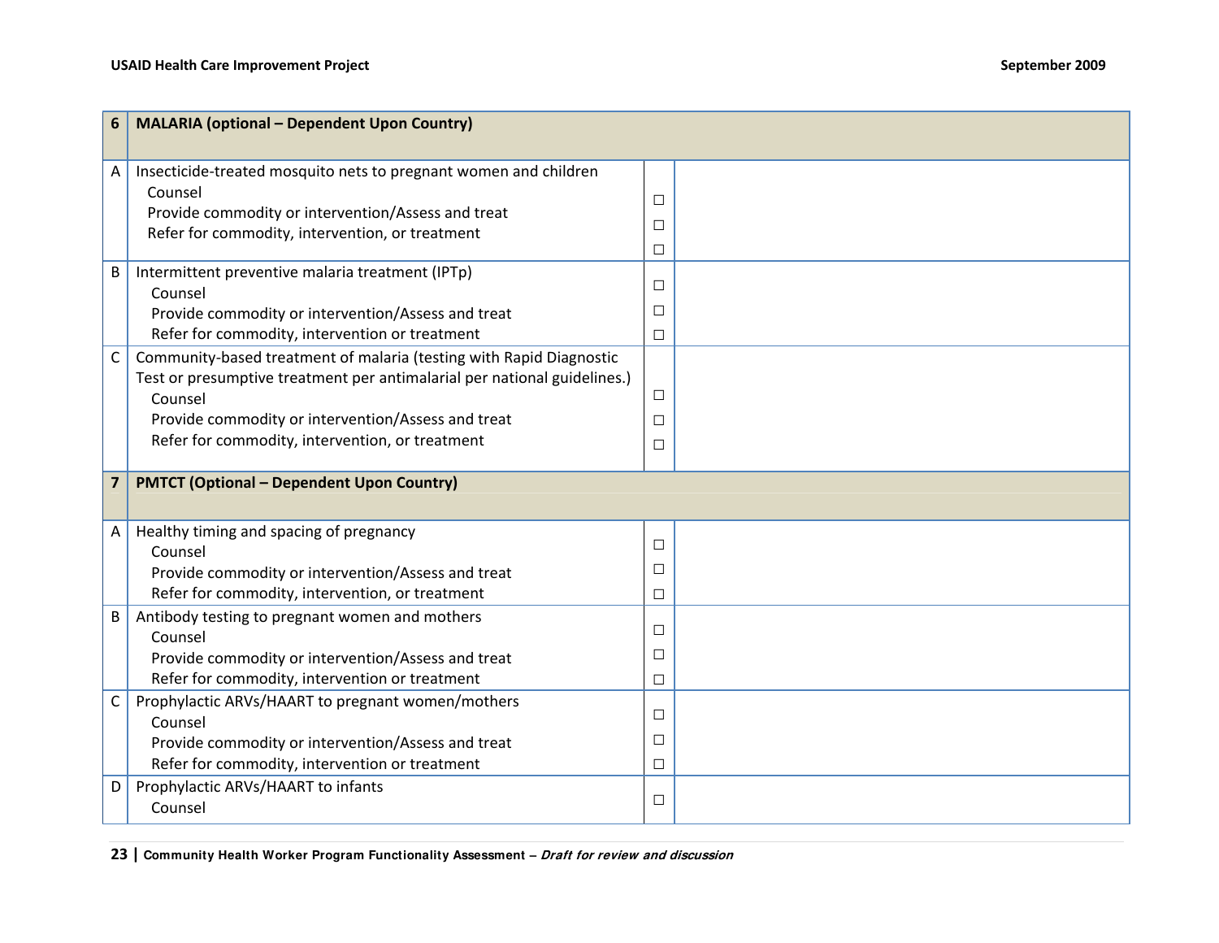| 6 | MALARIA (optional – Dependent Upon Country) | | |
|---|---|---|---|
| A | Insecticide-treated mosquito nets to pregnant women and children<br>Counsel<br>Provide commodity or intervention/Assess and treat<br>Refer for commodity, intervention, or treatment | ☐<br>☐<br>☐ | |
| B | Intermittent preventive malaria treatment (IPTp)<br>Counsel<br>Provide commodity or intervention/Assess and treat<br>Refer for commodity, intervention or treatment | ☐<br>☐<br>☐ | |
| C | Community-based treatment of malaria (testing with Rapid Diagnostic Test or presumptive treatment per antimalarial per national guidelines.)<br>Counsel<br>Provide commodity or intervention/Assess and treat<br>Refer for commodity, intervention, or treatment | ☐<br>☐<br>☐ | |
| **7** | **PMTCT (Optional – Dependent Upon Country)** | | |
| A | Healthy timing and spacing of pregnancy<br>Counsel<br>Provide commodity or intervention/Assess and treat<br>Refer for commodity, intervention, or treatment | ☐<br>☐<br>☐ | |
| B | Antibody testing to pregnant women and mothers<br>Counsel<br>Provide commodity or intervention/Assess and treat<br>Refer for commodity, intervention or treatment | ☐<br>☐<br>☐ | |
| C | Prophylactic ARVs/HAART to pregnant women/mothers<br>Counsel<br>Provide commodity or intervention/Assess and treat<br>Refer for commodity, intervention or treatment | ☐<br>☐<br>☐ | |
| D | Prophylactic ARVs/HAART to infants<br>Counsel | ☐ | |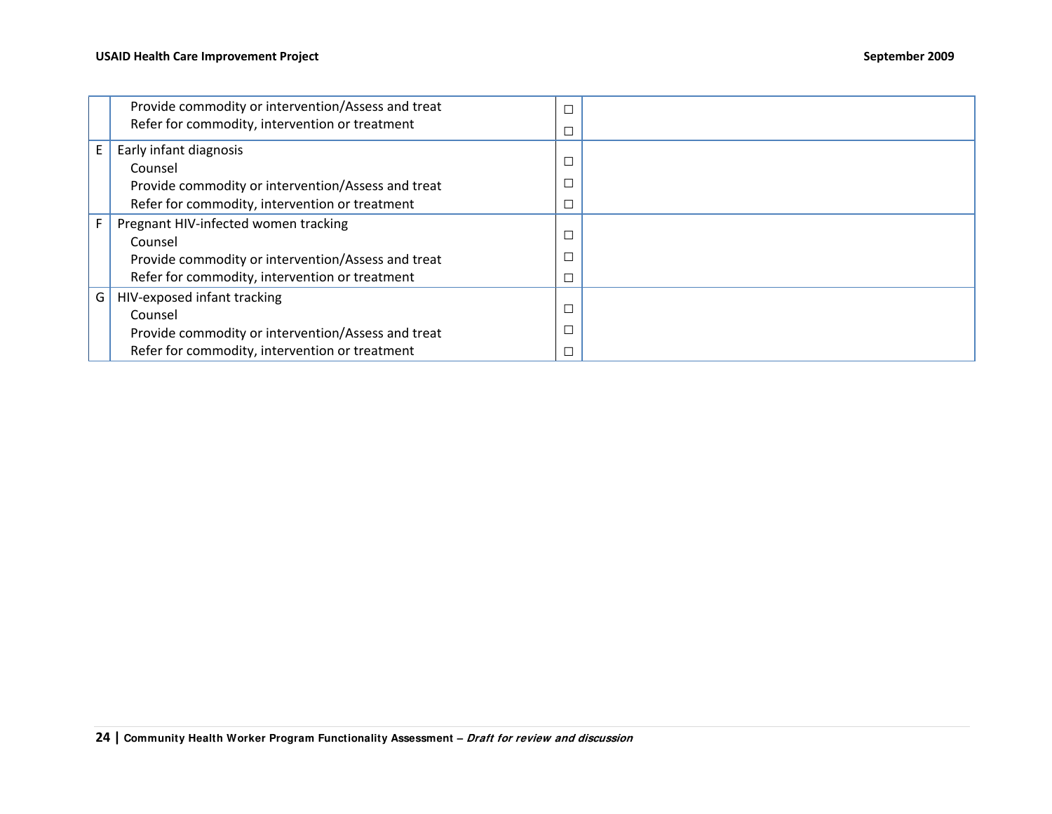| | | | |
|---|---|---|---|
| | Provide commodity or intervention/Assess and treat<br>Refer for commodity, intervention or treatment | ☐<br>☐ | |
| E | Early infant diagnosis<br>Counsel<br>Provide commodity or intervention/Assess and treat<br>Refer for commodity, intervention or treatment | ☐<br>☐<br>☐ | |
| F | Pregnant HIV-infected women tracking<br>Counsel<br>Provide commodity or intervention/Assess and treat<br>Refer for commodity, intervention or treatment | ☐<br>☐<br>☐ | |
| G | HIV-exposed infant tracking<br>Counsel<br>Provide commodity or intervention/Assess and treat<br>Refer for commodity, intervention or treatment | ☐<br>☐<br>☐ | |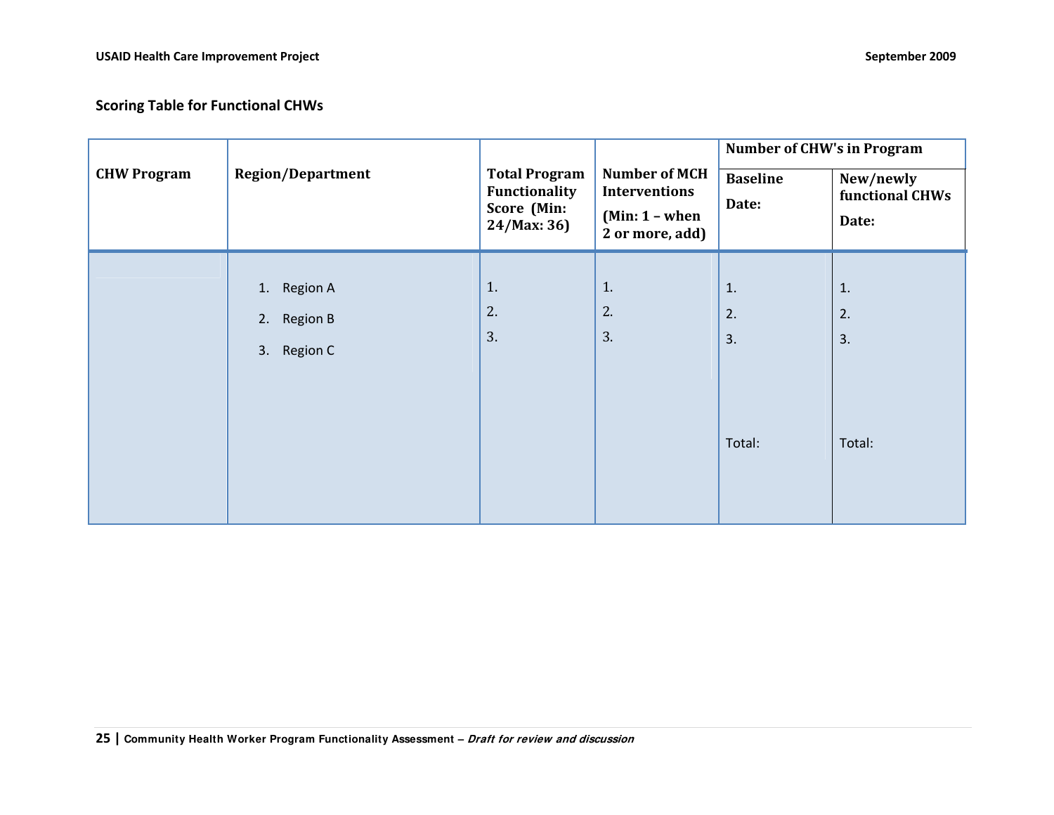**Scoring Table for Functional CHWs**

| CHW Program | Region/Department | Total Program Functionality Score (Min: 24/Max: 36) | Number of MCH Interventions (Min: 1 – when 2 or more, add) | Number of CHW's in Program | |
|---|---|---|---|---|---|
| | | | | Baseline Date: | New/newly functional CHWs Date: |
| | 1. Region A<br>2. Region B<br>3. Region C | 1.<br>2.<br>3. | 1.<br>2.<br>3. | 1.<br>2.<br>3.<br><br>Total: | 1.<br>2.<br>3.<br><br>Total: |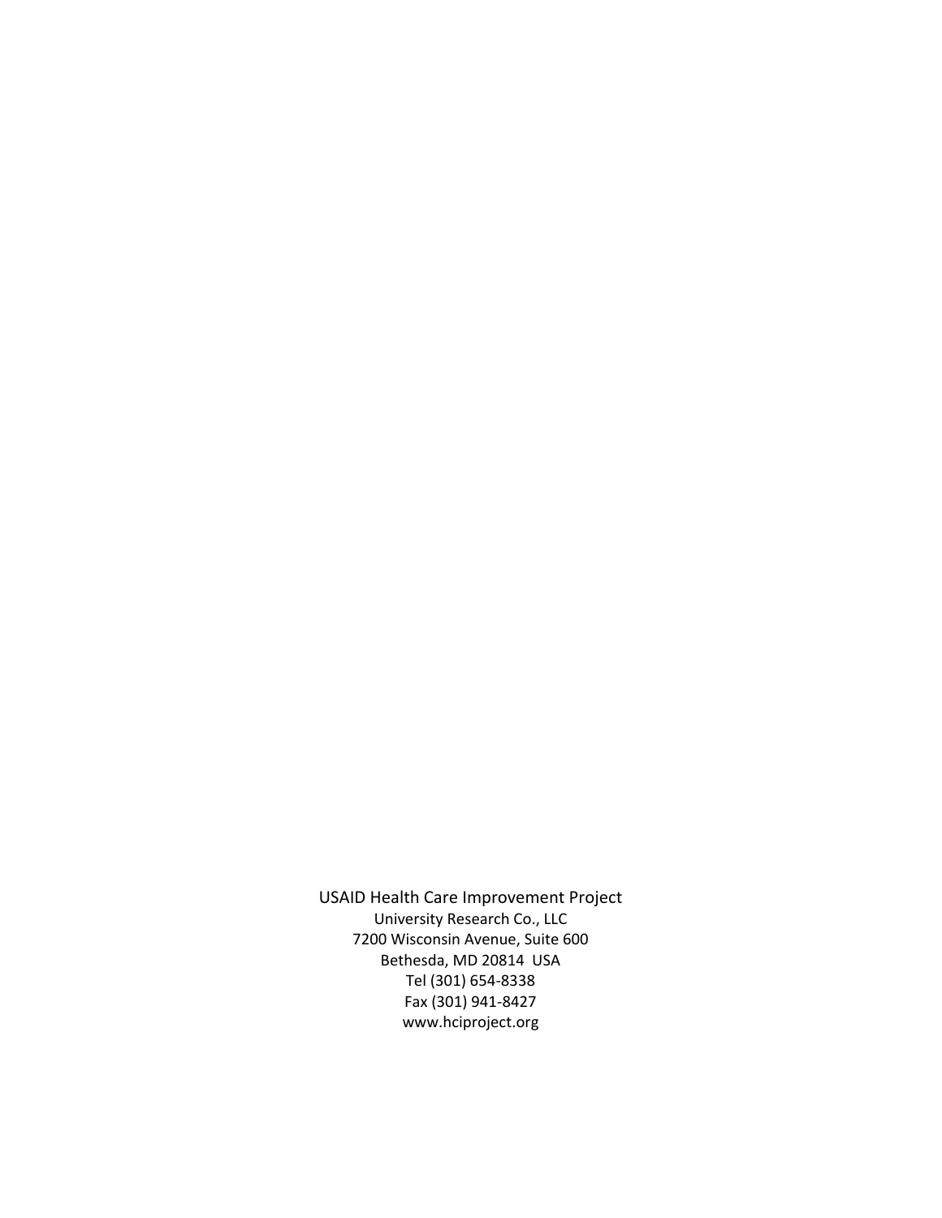USAID Health Care Improvement Project

University Research Co., LLC

7200 Wisconsin Avenue, Suite 600

Bethesda, MD 20814 USA

Tel (301) 654-8338

Fax (301) 941-8427

www.hciproject.org